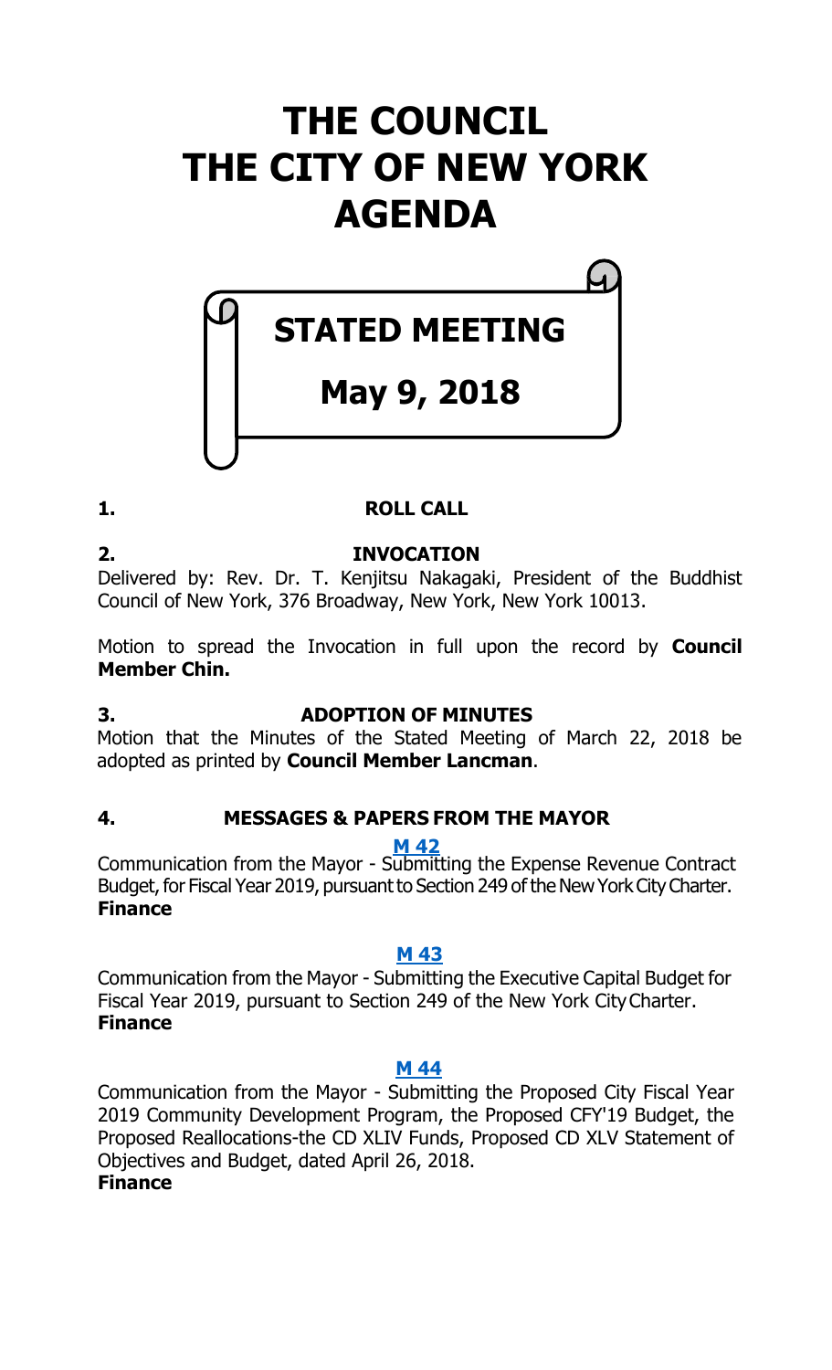# THE COUNCIL
# THE CITY OF NEW YORK
# AGENDA

## STATED MEETING

## May 9, 2018

**1. ROLL CALL**

**2. INVOCATION**

Delivered by: Rev. Dr. T. Kenjitsu Nakagaki, President of the Buddhist Council of New York, 376 Broadway, New York, New York 10013.

Motion to spread the Invocation in full upon the record by **Council Member Chin.**

**3. ADOPTION OF MINUTES**

Motion that the Minutes of the Stated Meeting of March 22, 2018 be adopted as printed by **Council Member Lancman**.

**4. MESSAGES & PAPERS FROM THE MAYOR**

**M 42**

Communication from the Mayor - Submitting the Expense Revenue Contract Budget, for Fiscal Year 2019, pursuant to Section 249 of the New York City Charter.
**Finance**

**M 43**

Communication from the Mayor - Submitting the Executive Capital Budget for Fiscal Year 2019, pursuant to Section 249 of the New York City Charter.
**Finance**

**M 44**

Communication from the Mayor - Submitting the Proposed City Fiscal Year 2019 Community Development Program, the Proposed CFY'19 Budget, the Proposed Reallocations-the CD XLIV Funds, Proposed CD XLV Statement of Objectives and Budget, dated April 26, 2018.
**Finance**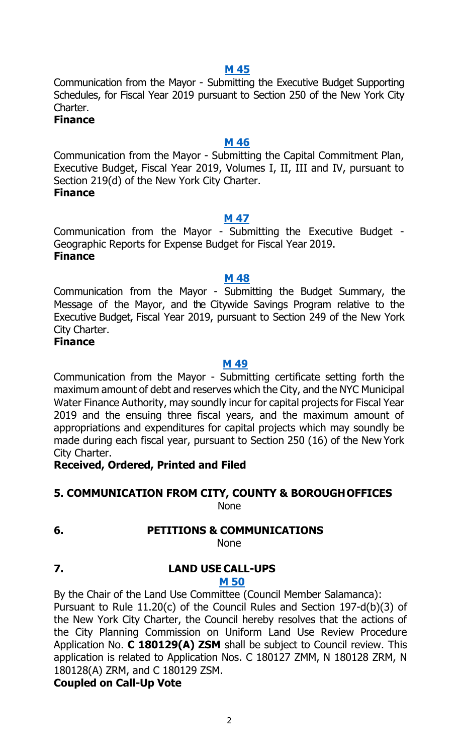**M 45**

Communication from the Mayor - Submitting the Executive Budget Supporting Schedules, for Fiscal Year 2019 pursuant to Section 250 of the New York City Charter.

**Finance**

**M 46**

Communication from the Mayor - Submitting the Capital Commitment Plan, Executive Budget, Fiscal Year 2019, Volumes I, II, III and IV, pursuant to Section 219(d) of the New York City Charter.

**Finance**

**M 47**

Communication from the Mayor - Submitting the Executive Budget - Geographic Reports for Expense Budget for Fiscal Year 2019.

**Finance**

**M 48**

Communication from the Mayor - Submitting the Budget Summary, the Message of the Mayor, and the Citywide Savings Program relative to the Executive Budget, Fiscal Year 2019, pursuant to Section 249 of the New York City Charter.

**Finance**

**M 49**

Communication from the Mayor - Submitting certificate setting forth the maximum amount of debt and reserves which the City, and the NYC Municipal Water Finance Authority, may soundly incur for capital projects for Fiscal Year 2019 and the ensuing three fiscal years, and the maximum amount of appropriations and expenditures for capital projects which may soundly be made during each fiscal year, pursuant to Section 250 (16) of the New York City Charter.

**Received, Ordered, Printed and Filed**

## 5. COMMUNICATION FROM CITY, COUNTY & BOROUGH OFFICES

None

## 6. PETITIONS & COMMUNICATIONS

None

## 7. LAND USE CALL-UPS

**M 50**

By the Chair of the Land Use Committee (Council Member Salamanca): Pursuant to Rule 11.20(c) of the Council Rules and Section 197-d(b)(3) of the New York City Charter, the Council hereby resolves that the actions of the City Planning Commission on Uniform Land Use Review Procedure Application No. **C 180129(A) ZSM** shall be subject to Council review. This application is related to Application Nos. C 180127 ZMM, N 180128 ZRM, N 180128(A) ZRM, and C 180129 ZSM.

**Coupled on Call-Up Vote**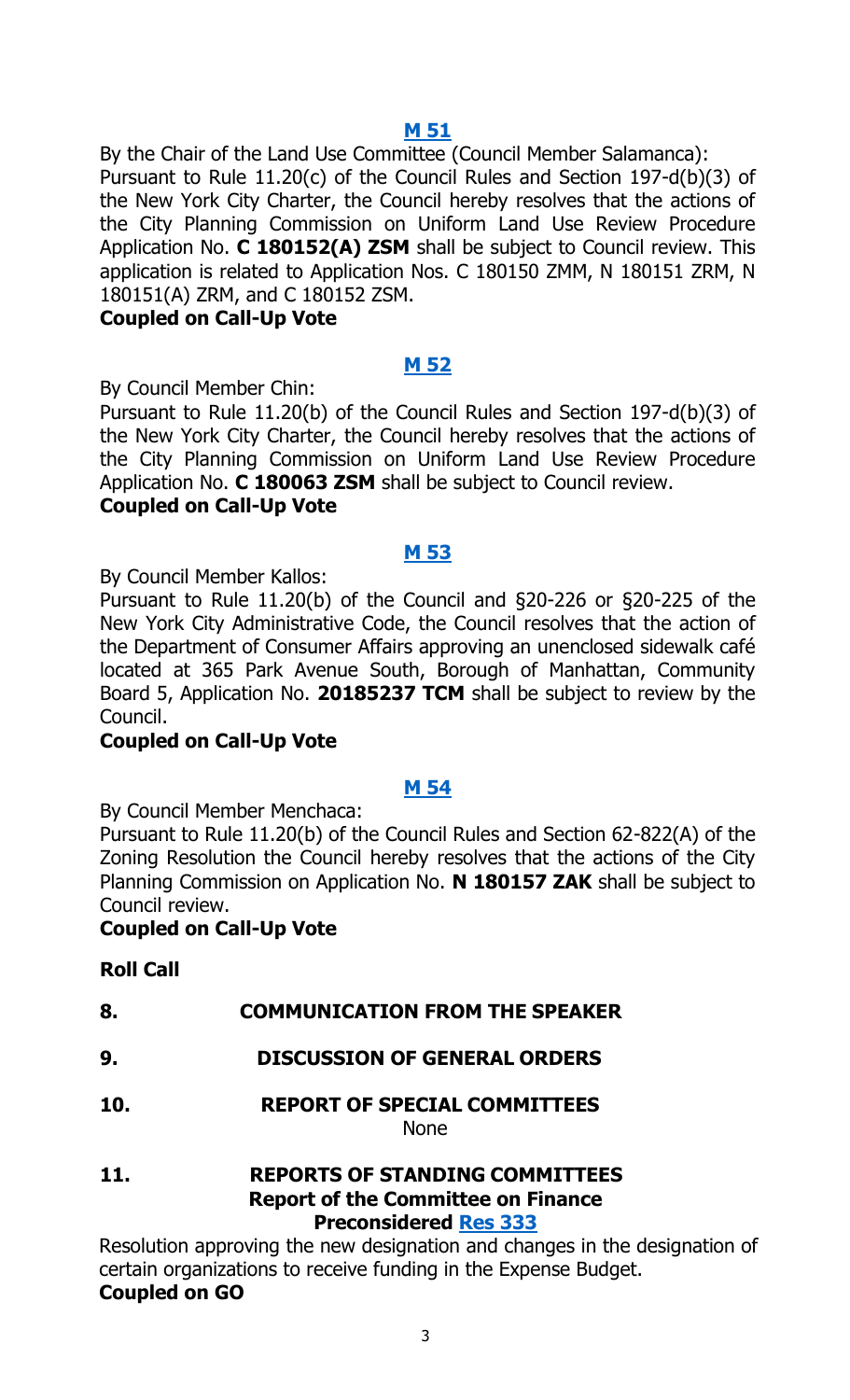**[M 51](#)**

By the Chair of the Land Use Committee (Council Member Salamanca):
Pursuant to Rule 11.20(c) of the Council Rules and Section 197-d(b)(3) of the New York City Charter, the Council hereby resolves that the actions of the City Planning Commission on Uniform Land Use Review Procedure Application No. **C 180152(A) ZSM** shall be subject to Council review. This application is related to Application Nos. C 180150 ZMM, N 180151 ZRM, N 180151(A) ZRM, and C 180152 ZSM.
**Coupled on Call-Up Vote**

**[M 52](#)**

By Council Member Chin:
Pursuant to Rule 11.20(b) of the Council Rules and Section 197-d(b)(3) of the New York City Charter, the Council hereby resolves that the actions of the City Planning Commission on Uniform Land Use Review Procedure Application No. **C 180063 ZSM** shall be subject to Council review.
**Coupled on Call-Up Vote**

**[M 53](#)**

By Council Member Kallos:
Pursuant to Rule 11.20(b) of the Council and §20-226 or §20-225 of the New York City Administrative Code, the Council resolves that the action of the Department of Consumer Affairs approving an unenclosed sidewalk café located at 365 Park Avenue South, Borough of Manhattan, Community Board 5, Application No. **20185237 TCM** shall be subject to review by the Council.
**Coupled on Call-Up Vote**

**[M 54](#)**

By Council Member Menchaca:
Pursuant to Rule 11.20(b) of the Council Rules and Section 62-822(A) of the Zoning Resolution the Council hereby resolves that the actions of the City Planning Commission on Application No. **N 180157 ZAK** shall be subject to Council review.
**Coupled on Call-Up Vote**

**Roll Call**

**8. COMMUNICATION FROM THE SPEAKER**

**9. DISCUSSION OF GENERAL ORDERS**

**10. REPORT OF SPECIAL COMMITTEES**
None

**11. REPORTS OF STANDING COMMITTEES**
**Report of the Committee on Finance**
**Preconsidered [Res 333](#)**

Resolution approving the new designation and changes in the designation of certain organizations to receive funding in the Expense Budget.
**Coupled on GO**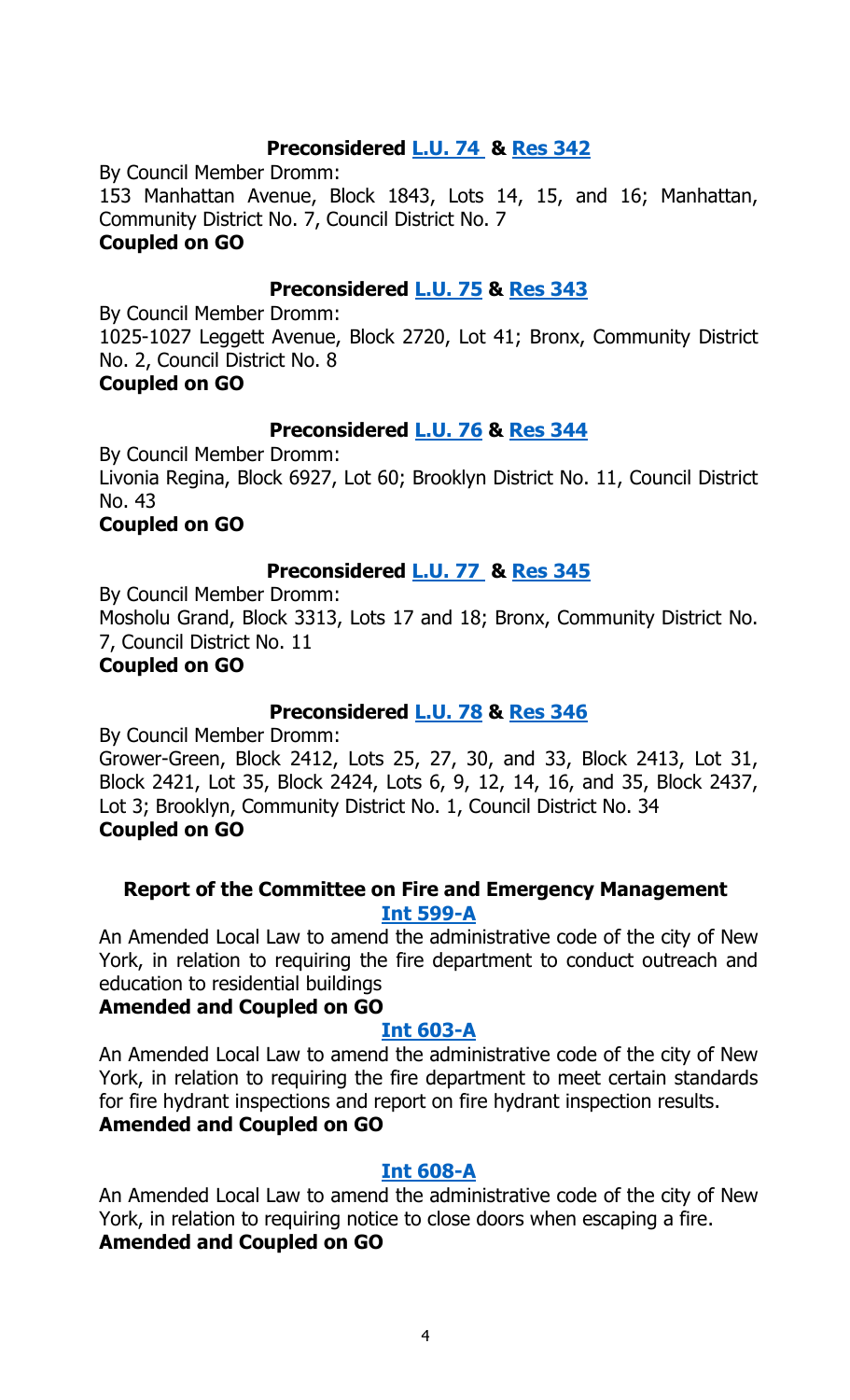**Preconsidered L.U. 74 & Res 342**

By Council Member Dromm:
153 Manhattan Avenue, Block 1843, Lots 14, 15, and 16; Manhattan, Community District No. 7, Council District No. 7

**Coupled on GO**

**Preconsidered L.U. 75 & Res 343**

By Council Member Dromm:
1025-1027 Leggett Avenue, Block 2720, Lot 41; Bronx, Community District No. 2, Council District No. 8

**Coupled on GO**

**Preconsidered L.U. 76 & Res 344**

By Council Member Dromm:
Livonia Regina, Block 6927, Lot 60; Brooklyn District No. 11, Council District No. 43

**Coupled on GO**

**Preconsidered L.U. 77 & Res 345**

By Council Member Dromm:
Mosholu Grand, Block 3313, Lots 17 and 18; Bronx, Community District No. 7, Council District No. 11

**Coupled on GO**

**Preconsidered L.U. 78 & Res 346**

By Council Member Dromm:
Grower-Green, Block 2412, Lots 25, 27, 30, and 33, Block 2413, Lot 31, Block 2421, Lot 35, Block 2424, Lots 6, 9, 12, 14, 16, and 35, Block 2437, Lot 3; Brooklyn, Community District No. 1, Council District No. 34

**Coupled on GO**

**Report of the Committee on Fire and Emergency Management**

**Int 599-A**

An Amended Local Law to amend the administrative code of the city of New York, in relation to requiring the fire department to conduct outreach and education to residential buildings

**Amended and Coupled on GO**

**Int 603-A**

An Amended Local Law to amend the administrative code of the city of New York, in relation to requiring the fire department to meet certain standards for fire hydrant inspections and report on fire hydrant inspection results.

**Amended and Coupled on GO**

**Int 608-A**

An Amended Local Law to amend the administrative code of the city of New York, in relation to requiring notice to close doors when escaping a fire.

**Amended and Coupled on GO**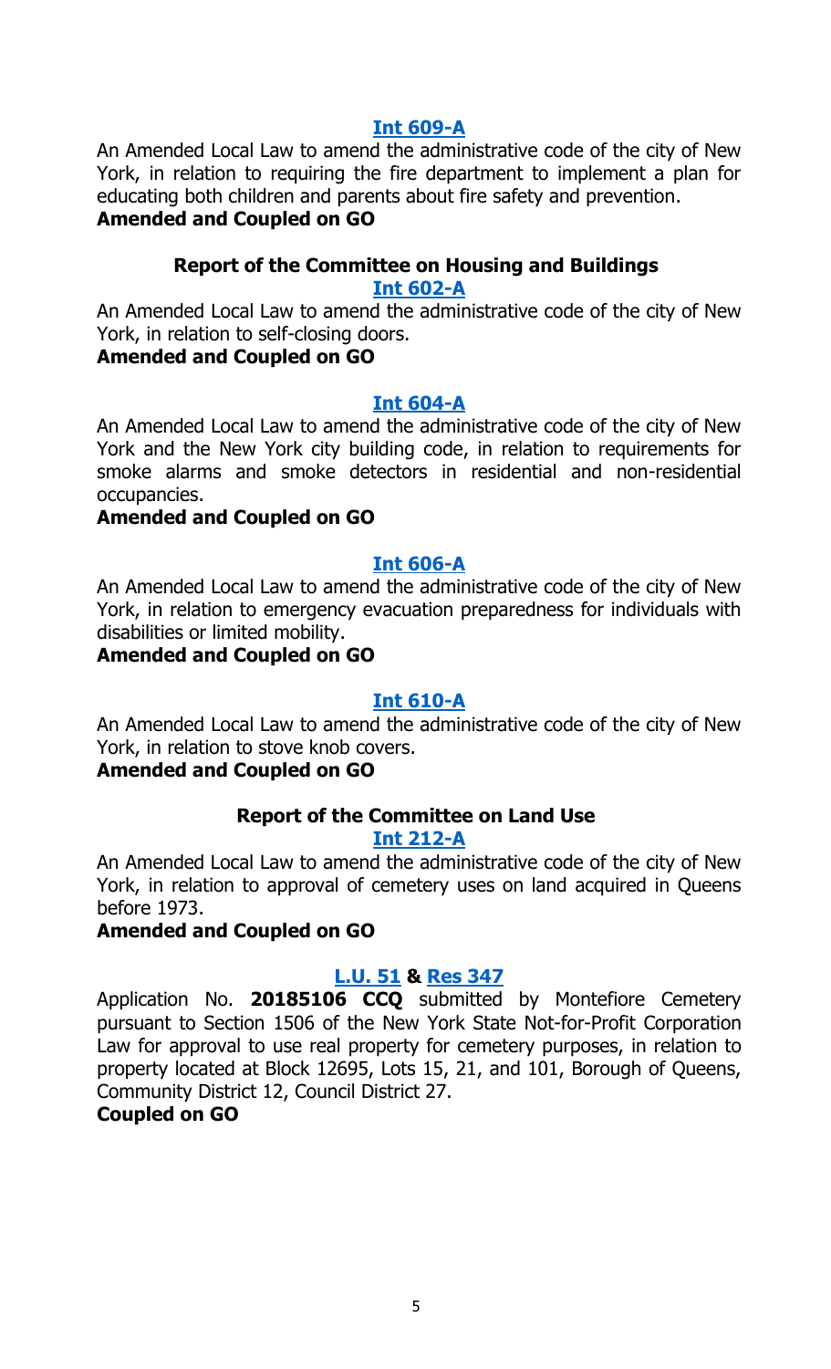**Int 609-A**

An Amended Local Law to amend the administrative code of the city of New York, in relation to requiring the fire department to implement a plan for educating both children and parents about fire safety and prevention.

**Amended and Coupled on GO**

### Report of the Committee on Housing and Buildings

**Int 602-A**

An Amended Local Law to amend the administrative code of the city of New York, in relation to self-closing doors.

**Amended and Coupled on GO**

**Int 604-A**

An Amended Local Law to amend the administrative code of the city of New York and the New York city building code, in relation to requirements for smoke alarms and smoke detectors in residential and non-residential occupancies.

**Amended and Coupled on GO**

**Int 606-A**

An Amended Local Law to amend the administrative code of the city of New York, in relation to emergency evacuation preparedness for individuals with disabilities or limited mobility.

**Amended and Coupled on GO**

**Int 610-A**

An Amended Local Law to amend the administrative code of the city of New York, in relation to stove knob covers.

**Amended and Coupled on GO**

### Report of the Committee on Land Use

**Int 212-A**

An Amended Local Law to amend the administrative code of the city of New York, in relation to approval of cemetery uses on land acquired in Queens before 1973.

**Amended and Coupled on GO**

**L.U. 51 & Res 347**

Application No. **20185106 CCQ** submitted by Montefiore Cemetery pursuant to Section 1506 of the New York State Not-for-Profit Corporation Law for approval to use real property for cemetery purposes, in relation to property located at Block 12695, Lots 15, 21, and 101, Borough of Queens, Community District 12, Council District 27.

**Coupled on GO**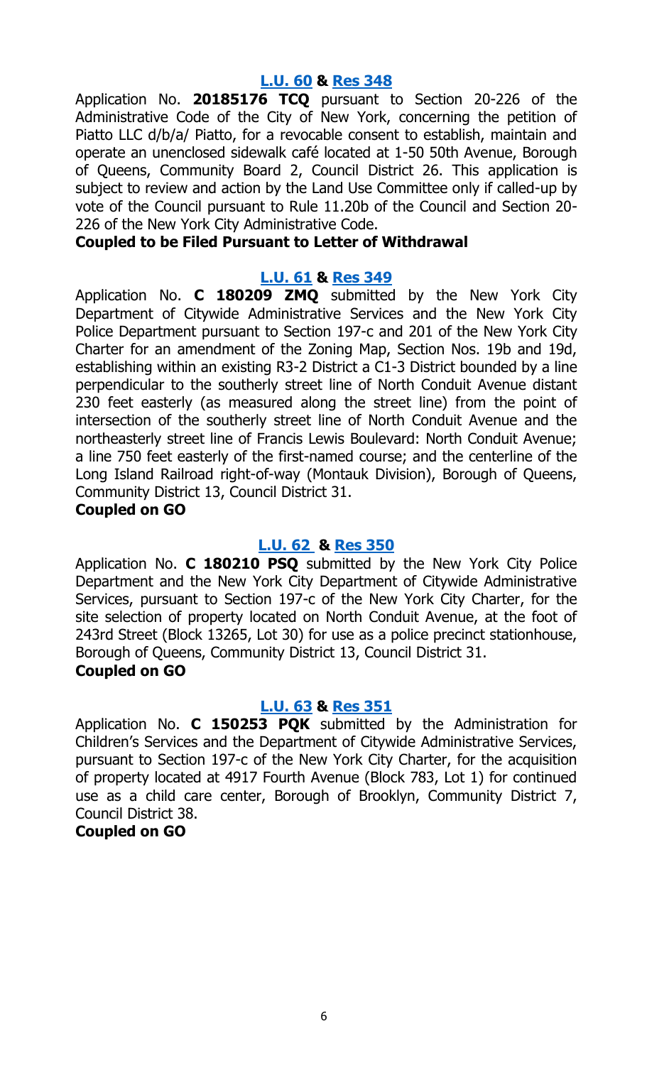**L.U. 60 & Res 348**

Application No. **20185176 TCQ** pursuant to Section 20-226 of the Administrative Code of the City of New York, concerning the petition of Piatto LLC d/b/a/ Piatto, for a revocable consent to establish, maintain and operate an unenclosed sidewalk café located at 1-50 50th Avenue, Borough of Queens, Community Board 2, Council District 26. This application is subject to review and action by the Land Use Committee only if called-up by vote of the Council pursuant to Rule 11.20b of the Council and Section 20-226 of the New York City Administrative Code.

**Coupled to be Filed Pursuant to Letter of Withdrawal**

**L.U. 61 & Res 349**

Application No. **C 180209 ZMQ** submitted by the New York City Department of Citywide Administrative Services and the New York City Police Department pursuant to Section 197-c and 201 of the New York City Charter for an amendment of the Zoning Map, Section Nos. 19b and 19d, establishing within an existing R3-2 District a C1-3 District bounded by a line perpendicular to the southerly street line of North Conduit Avenue distant 230 feet easterly (as measured along the street line) from the point of intersection of the southerly street line of North Conduit Avenue and the northeasterly street line of Francis Lewis Boulevard: North Conduit Avenue; a line 750 feet easterly of the first-named course; and the centerline of the Long Island Railroad right-of-way (Montauk Division), Borough of Queens, Community District 13, Council District 31.

**Coupled on GO**

**L.U. 62 & Res 350**

Application No. **C 180210 PSQ** submitted by the New York City Police Department and the New York City Department of Citywide Administrative Services, pursuant to Section 197-c of the New York City Charter, for the site selection of property located on North Conduit Avenue, at the foot of 243rd Street (Block 13265, Lot 30) for use as a police precinct stationhouse, Borough of Queens, Community District 13, Council District 31.

**Coupled on GO**

**L.U. 63 & Res 351**

Application No. **C 150253 PQK** submitted by the Administration for Children's Services and the Department of Citywide Administrative Services, pursuant to Section 197-c of the New York City Charter, for the acquisition of property located at 4917 Fourth Avenue (Block 783, Lot 1) for continued use as a child care center, Borough of Brooklyn, Community District 7, Council District 38.

**Coupled on GO**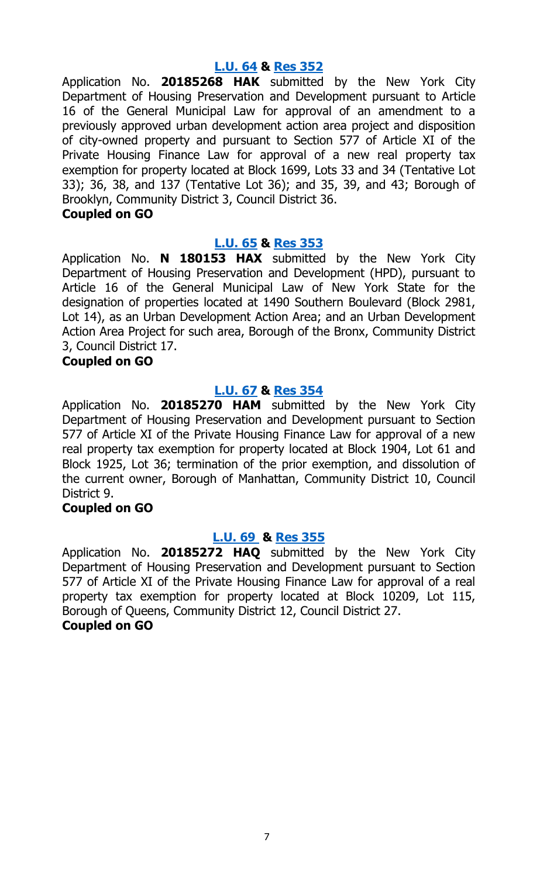**L.U. 64 & Res 352**

Application No. **20185268 HAK** submitted by the New York City Department of Housing Preservation and Development pursuant to Article 16 of the General Municipal Law for approval of an amendment to a previously approved urban development action area project and disposition of city-owned property and pursuant to Section 577 of Article XI of the Private Housing Finance Law for approval of a new real property tax exemption for property located at Block 1699, Lots 33 and 34 (Tentative Lot 33); 36, 38, and 137 (Tentative Lot 36); and 35, 39, and 43; Borough of Brooklyn, Community District 3, Council District 36.

**Coupled on GO**

**L.U. 65 & Res 353**

Application No. **N 180153 HAX** submitted by the New York City Department of Housing Preservation and Development (HPD), pursuant to Article 16 of the General Municipal Law of New York State for the designation of properties located at 1490 Southern Boulevard (Block 2981, Lot 14), as an Urban Development Action Area; and an Urban Development Action Area Project for such area, Borough of the Bronx, Community District 3, Council District 17.

**Coupled on GO**

**L.U. 67 & Res 354**

Application No. **20185270 HAM** submitted by the New York City Department of Housing Preservation and Development pursuant to Section 577 of Article XI of the Private Housing Finance Law for approval of a new real property tax exemption for property located at Block 1904, Lot 61 and Block 1925, Lot 36; termination of the prior exemption, and dissolution of the current owner, Borough of Manhattan, Community District 10, Council District 9.

**Coupled on GO**

**L.U. 69 & Res 355**

Application No. **20185272 HAQ** submitted by the New York City Department of Housing Preservation and Development pursuant to Section 577 of Article XI of the Private Housing Finance Law for approval of a real property tax exemption for property located at Block 10209, Lot 115, Borough of Queens, Community District 12, Council District 27.

**Coupled on GO**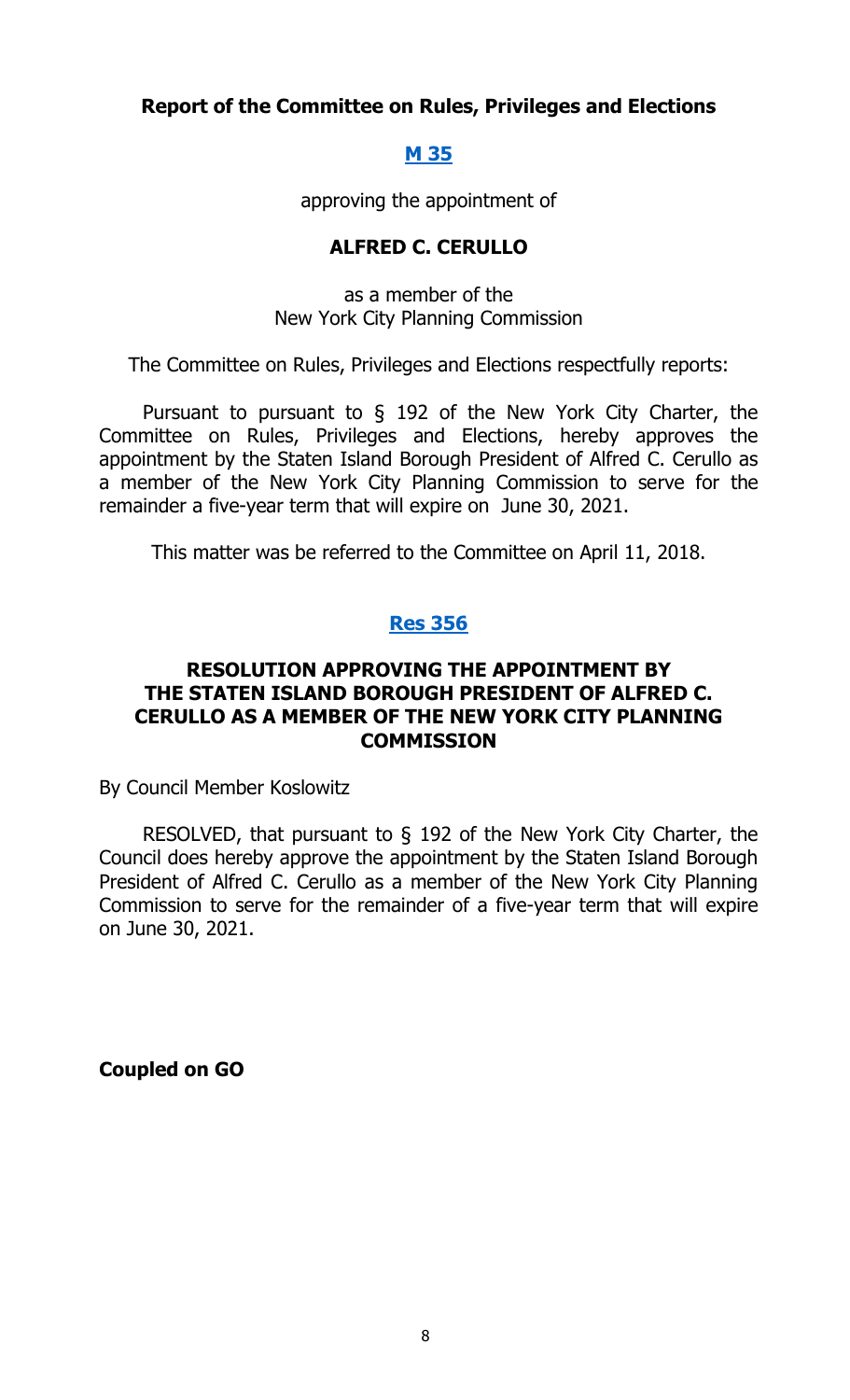**Report of the Committee on Rules, Privileges and Elections**

**M 35**

approving the appointment of

**ALFRED C. CERULLO**

as a member of the
New York City Planning Commission

The Committee on Rules, Privileges and Elections respectfully reports:

Pursuant to pursuant to § 192 of the New York City Charter, the Committee on Rules, Privileges and Elections, hereby approves the appointment by the Staten Island Borough President of Alfred C. Cerullo as a member of the New York City Planning Commission to serve for the remainder a five-year term that will expire on June 30, 2021.

This matter was be referred to the Committee on April 11, 2018.

**Res 356**

**RESOLUTION APPROVING THE APPOINTMENT BY THE STATEN ISLAND BOROUGH PRESIDENT OF ALFRED C. CERULLO AS A MEMBER OF THE NEW YORK CITY PLANNING COMMISSION**

By Council Member Koslowitz

RESOLVED, that pursuant to § 192 of the New York City Charter, the Council does hereby approve the appointment by the Staten Island Borough President of Alfred C. Cerullo as a member of the New York City Planning Commission to serve for the remainder of a five-year term that will expire on June 30, 2021.

**Coupled on GO**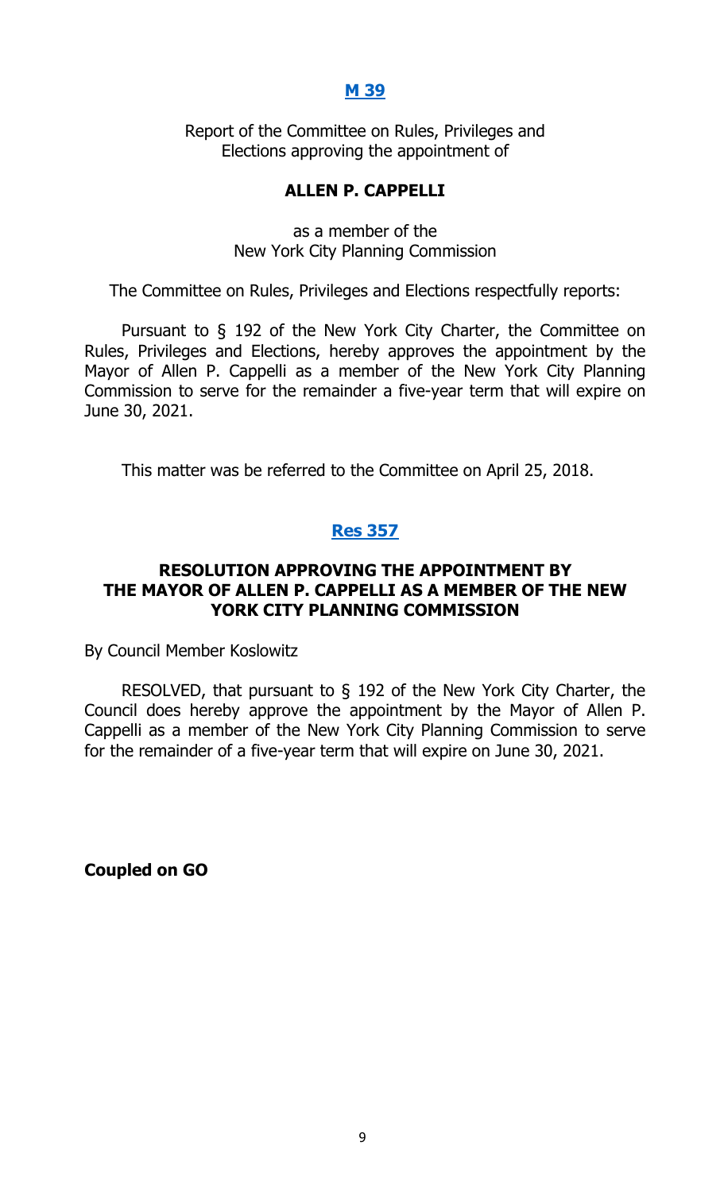**M 39**

Report of the Committee on Rules, Privileges and Elections approving the appointment of

**ALLEN P. CAPPELLI**

as a member of the New York City Planning Commission

The Committee on Rules, Privileges and Elections respectfully reports:

Pursuant to § 192 of the New York City Charter, the Committee on Rules, Privileges and Elections, hereby approves the appointment by the Mayor of Allen P. Cappelli as a member of the New York City Planning Commission to serve for the remainder a five-year term that will expire on June 30, 2021.

This matter was be referred to the Committee on April 25, 2018.

**Res 357**

**RESOLUTION APPROVING THE APPOINTMENT BY THE MAYOR OF ALLEN P. CAPPELLI AS A MEMBER OF THE NEW YORK CITY PLANNING COMMISSION**

By Council Member Koslowitz

RESOLVED, that pursuant to § 192 of the New York City Charter, the Council does hereby approve the appointment by the Mayor of Allen P. Cappelli as a member of the New York City Planning Commission to serve for the remainder of a five-year term that will expire on June 30, 2021.

**Coupled on GO**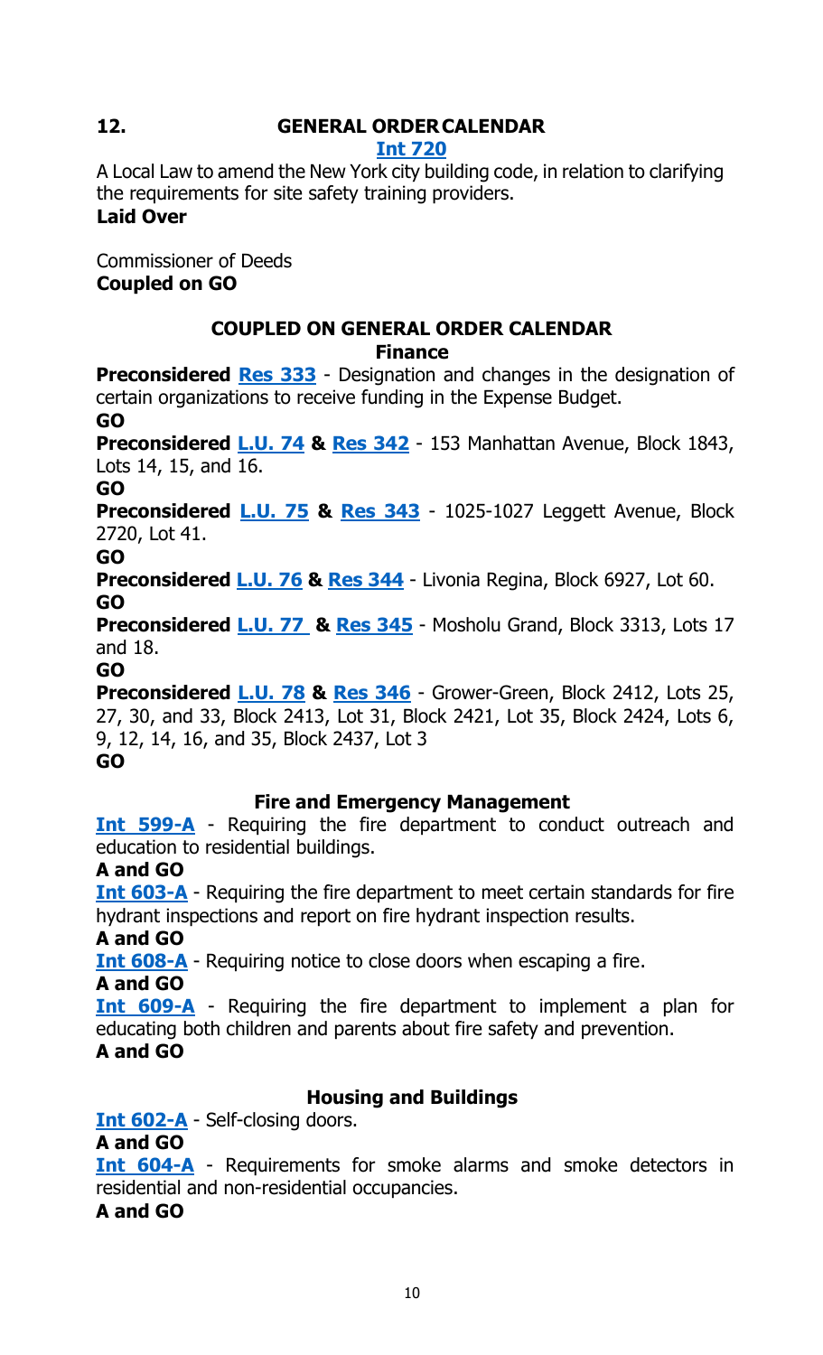## 12. GENERAL ORDER CALENDAR

**[Int 720](#)**

A Local Law to amend the New York city building code, in relation to clarifying the requirements for site safety training providers.

**Laid Over**

Commissioner of Deeds

**Coupled on GO**

### COUPLED ON GENERAL ORDER CALENDAR

#### Finance

**Preconsidered** **Res 333** - Designation and changes in the designation of certain organizations to receive funding in the Expense Budget.

**GO**

**Preconsidered** **L.U. 74 & Res 342** - 153 Manhattan Avenue, Block 1843, Lots 14, 15, and 16.

**GO**

**Preconsidered** **L.U. 75 & Res 343** - 1025-1027 Leggett Avenue, Block 2720, Lot 41.

**GO**

**Preconsidered** **L.U. 76 & Res 344** - Livonia Regina, Block 6927, Lot 60.

**GO**

**Preconsidered** **L.U. 77 & Res 345** - Mosholu Grand, Block 3313, Lots 17 and 18.

**GO**

**Preconsidered** **L.U. 78 & Res 346** - Grower-Green, Block 2412, Lots 25, 27, 30, and 33, Block 2413, Lot 31, Block 2421, Lot 35, Block 2424, Lots 6, 9, 12, 14, 16, and 35, Block 2437, Lot 3

**GO**

#### Fire and Emergency Management

**Int 599-A** - Requiring the fire department to conduct outreach and education to residential buildings.

**A and GO**

**Int 603-A** - Requiring the fire department to meet certain standards for fire hydrant inspections and report on fire hydrant inspection results.

**A and GO**

**Int 608-A** - Requiring notice to close doors when escaping a fire.

**A and GO**

**Int 609-A** - Requiring the fire department to implement a plan for educating both children and parents about fire safety and prevention.

**A and GO**

#### Housing and Buildings

**Int 602-A** - Self-closing doors.

**A and GO**

**Int 604-A** - Requirements for smoke alarms and smoke detectors in residential and non-residential occupancies.

**A and GO**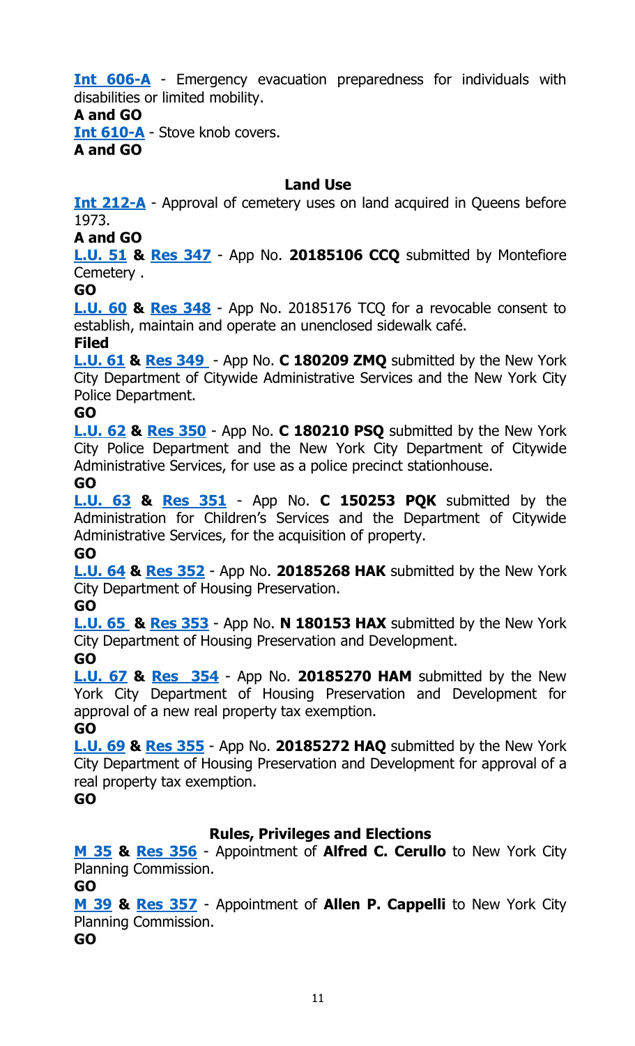**Int 606-A** - Emergency evacuation preparedness for individuals with disabilities or limited mobility.

**A and GO**

**Int 610-A** - Stove knob covers.

**A and GO**

### Land Use

**Int 212-A** - Approval of cemetery uses on land acquired in Queens before 1973.

**A and GO**

**L.U. 51 & Res 347** - App No. **20185106 CCQ** submitted by Montefiore Cemetery .

**GO**

**L.U. 60 & Res 348** - App No. 20185176 TCQ for a revocable consent to establish, maintain and operate an unenclosed sidewalk café.

**Filed**

**L.U. 61 & Res 349** - App No. **C 180209 ZMQ** submitted by the New York City Department of Citywide Administrative Services and the New York City Police Department.

**GO**

**L.U. 62 & Res 350** - App No. **C 180210 PSQ** submitted by the New York City Police Department and the New York City Department of Citywide Administrative Services, for use as a police precinct stationhouse.

**GO**

**L.U. 63 & Res 351** - App No. **C 150253 PQK** submitted by the Administration for Children's Services and the Department of Citywide Administrative Services, for the acquisition of property.

**GO**

**L.U. 64 & Res 352** - App No. **20185268 HAK** submitted by the New York City Department of Housing Preservation.

**GO**

**L.U. 65 & Res 353** - App No. **N 180153 HAX** submitted by the New York City Department of Housing Preservation and Development.

**GO**

**L.U. 67 & Res 354** - App No. **20185270 HAM** submitted by the New York City Department of Housing Preservation and Development for approval of a new real property tax exemption.

**GO**

**L.U. 69 & Res 355** - App No. **20185272 HAQ** submitted by the New York City Department of Housing Preservation and Development for approval of a real property tax exemption.

**GO**

### Rules, Privileges and Elections

**M 35 & Res 356** - Appointment of **Alfred C. Cerullo** to New York City Planning Commission.

**GO**

**M 39 & Res 357** - Appointment of **Allen P. Cappelli** to New York City Planning Commission.

**GO**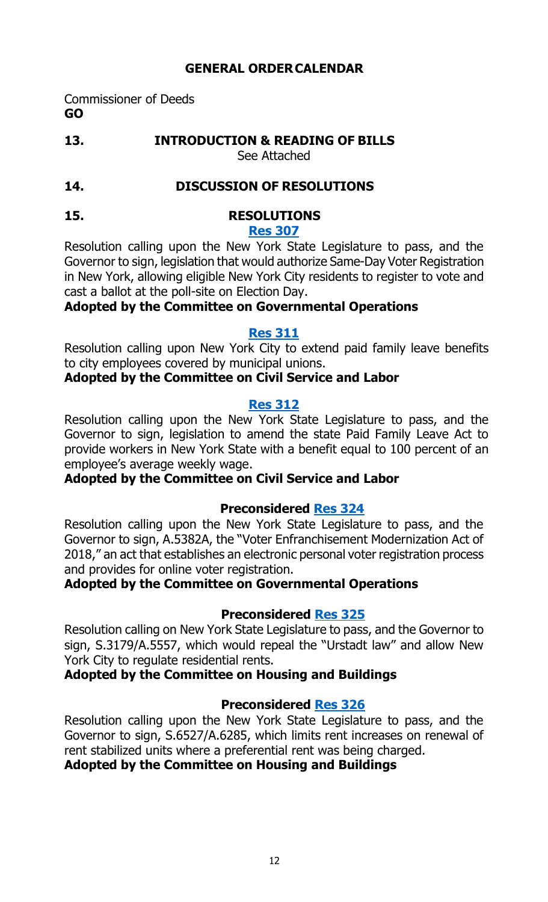## GENERAL ORDER CALENDAR

Commissioner of Deeds
**GO**

**13. INTRODUCTION & READING OF BILLS**

See Attached

**14. DISCUSSION OF RESOLUTIONS**

**15. RESOLUTIONS**

**Res 307**

Resolution calling upon the New York State Legislature to pass, and the Governor to sign, legislation that would authorize Same-Day Voter Registration in New York, allowing eligible New York City residents to register to vote and cast a ballot at the poll-site on Election Day.

**Adopted by the Committee on Governmental Operations**

**Res 311**

Resolution calling upon New York City to extend paid family leave benefits to city employees covered by municipal unions.

**Adopted by the Committee on Civil Service and Labor**

**Res 312**

Resolution calling upon the New York State Legislature to pass, and the Governor to sign, legislation to amend the state Paid Family Leave Act to provide workers in New York State with a benefit equal to 100 percent of an employee's average weekly wage.

**Adopted by the Committee on Civil Service and Labor**

**Preconsidered Res 324**

Resolution calling upon the New York State Legislature to pass, and the Governor to sign, A.5382A, the "Voter Enfranchisement Modernization Act of 2018," an act that establishes an electronic personal voter registration process and provides for online voter registration.

**Adopted by the Committee on Governmental Operations**

**Preconsidered Res 325**

Resolution calling on New York State Legislature to pass, and the Governor to sign, S.3179/A.5557, which would repeal the "Urstadt law" and allow New York City to regulate residential rents.

**Adopted by the Committee on Housing and Buildings**

**Preconsidered Res 326**

Resolution calling upon the New York State Legislature to pass, and the Governor to sign, S.6527/A.6285, which limits rent increases on renewal of rent stabilized units where a preferential rent was being charged.

**Adopted by the Committee on Housing and Buildings**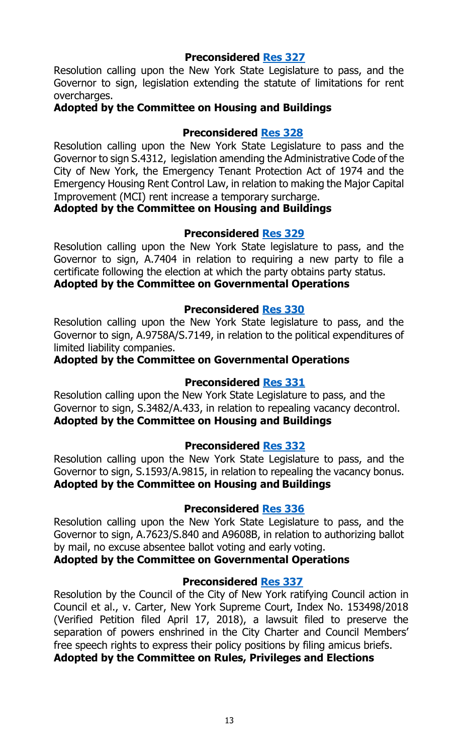**Preconsidered Res 327**

Resolution calling upon the New York State Legislature to pass, and the Governor to sign, legislation extending the statute of limitations for rent overcharges.

**Adopted by the Committee on Housing and Buildings**

**Preconsidered Res 328**

Resolution calling upon the New York State Legislature to pass and the Governor to sign S.4312, legislation amending the Administrative Code of the City of New York, the Emergency Tenant Protection Act of 1974 and the Emergency Housing Rent Control Law, in relation to making the Major Capital Improvement (MCI) rent increase a temporary surcharge.

**Adopted by the Committee on Housing and Buildings**

**Preconsidered Res 329**

Resolution calling upon the New York State legislature to pass, and the Governor to sign, A.7404 in relation to requiring a new party to file a certificate following the election at which the party obtains party status.

**Adopted by the Committee on Governmental Operations**

**Preconsidered Res 330**

Resolution calling upon the New York State legislature to pass, and the Governor to sign, A.9758A/S.7149, in relation to the political expenditures of limited liability companies.

**Adopted by the Committee on Governmental Operations**

**Preconsidered Res 331**

Resolution calling upon the New York State Legislature to pass, and the Governor to sign, S.3482/A.433, in relation to repealing vacancy decontrol.

**Adopted by the Committee on Housing and Buildings**

**Preconsidered Res 332**

Resolution calling upon the New York State Legislature to pass, and the Governor to sign, S.1593/A.9815, in relation to repealing the vacancy bonus.

**Adopted by the Committee on Housing and Buildings**

**Preconsidered Res 336**

Resolution calling upon the New York State Legislature to pass, and the Governor to sign, A.7623/S.840 and A9608B, in relation to authorizing ballot by mail, no excuse absentee ballot voting and early voting.

**Adopted by the Committee on Governmental Operations**

**Preconsidered Res 337**

Resolution by the Council of the City of New York ratifying Council action in Council et al., v. Carter, New York Supreme Court, Index No. 153498/2018 (Verified Petition filed April 17, 2018), a lawsuit filed to preserve the separation of powers enshrined in the City Charter and Council Members' free speech rights to express their policy positions by filing amicus briefs.

**Adopted by the Committee on Rules, Privileges and Elections**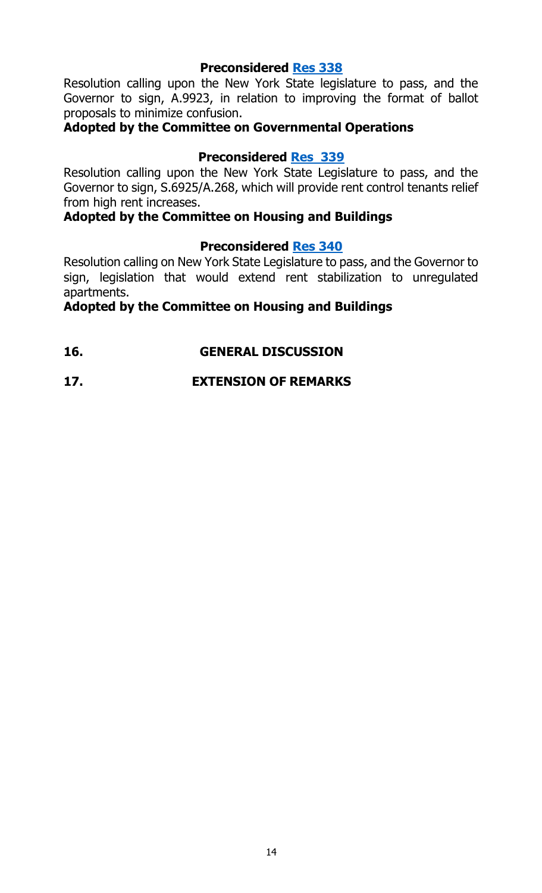**Preconsidered Res 338**

Resolution calling upon the New York State legislature to pass, and the Governor to sign, A.9923, in relation to improving the format of ballot proposals to minimize confusion.

**Adopted by the Committee on Governmental Operations**

**Preconsidered Res 339**

Resolution calling upon the New York State Legislature to pass, and the Governor to sign, S.6925/A.268, which will provide rent control tenants relief from high rent increases.

**Adopted by the Committee on Housing and Buildings**

**Preconsidered Res 340**

Resolution calling on New York State Legislature to pass, and the Governor to sign, legislation that would extend rent stabilization to unregulated apartments.

**Adopted by the Committee on Housing and Buildings**

**16. GENERAL DISCUSSION**

**17. EXTENSION OF REMARKS**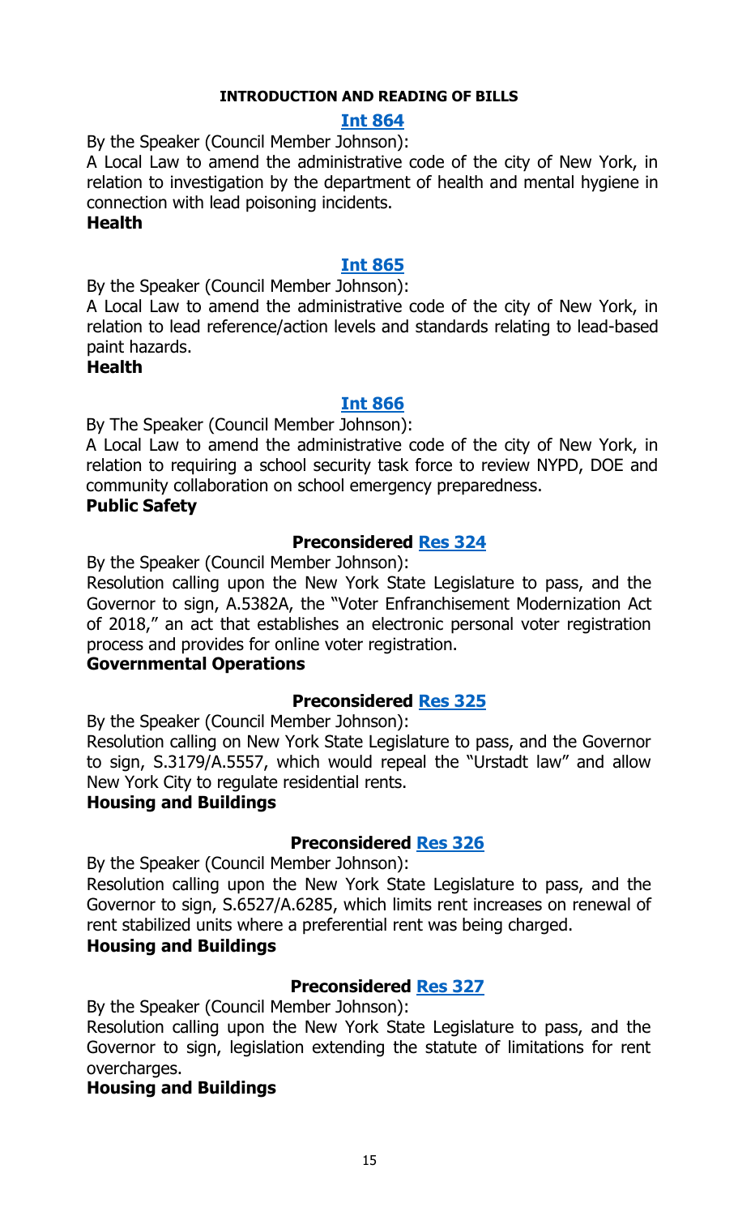#### INTRODUCTION AND READING OF BILLS

**Int 864**

By the Speaker (Council Member Johnson):

A Local Law to amend the administrative code of the city of New York, in relation to investigation by the department of health and mental hygiene in connection with lead poisoning incidents.

**Health**

**Int 865**

By the Speaker (Council Member Johnson):

A Local Law to amend the administrative code of the city of New York, in relation to lead reference/action levels and standards relating to lead-based paint hazards.

**Health**

**Int 866**

By The Speaker (Council Member Johnson):

A Local Law to amend the administrative code of the city of New York, in relation to requiring a school security task force to review NYPD, DOE and community collaboration on school emergency preparedness.

**Public Safety**

**Preconsidered Res 324**

By the Speaker (Council Member Johnson):

Resolution calling upon the New York State Legislature to pass, and the Governor to sign, A.5382A, the "Voter Enfranchisement Modernization Act of 2018," an act that establishes an electronic personal voter registration process and provides for online voter registration.

**Governmental Operations**

**Preconsidered Res 325**

By the Speaker (Council Member Johnson):

Resolution calling on New York State Legislature to pass, and the Governor to sign, S.3179/A.5557, which would repeal the "Urstadt law" and allow New York City to regulate residential rents.

**Housing and Buildings**

**Preconsidered Res 326**

By the Speaker (Council Member Johnson):

Resolution calling upon the New York State Legislature to pass, and the Governor to sign, S.6527/A.6285, which limits rent increases on renewal of rent stabilized units where a preferential rent was being charged.

**Housing and Buildings**

**Preconsidered Res 327**

By the Speaker (Council Member Johnson):

Resolution calling upon the New York State Legislature to pass, and the Governor to sign, legislation extending the statute of limitations for rent overcharges.

**Housing and Buildings**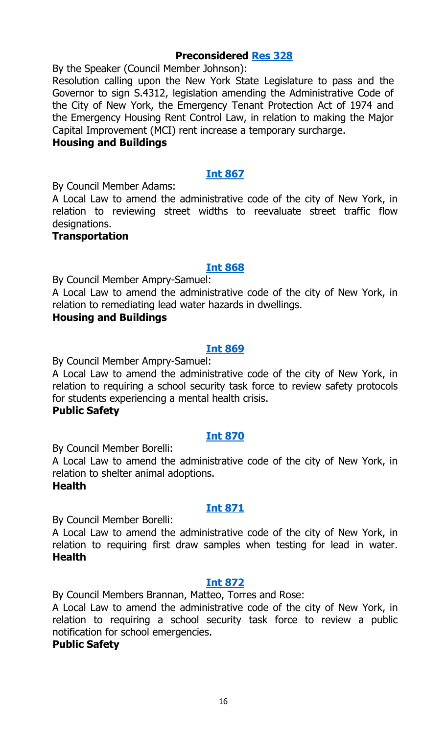**Preconsidered Res 328**

By the Speaker (Council Member Johnson):

Resolution calling upon the New York State Legislature to pass and the Governor to sign S.4312, legislation amending the Administrative Code of the City of New York, the Emergency Tenant Protection Act of 1974 and the Emergency Housing Rent Control Law, in relation to making the Major Capital Improvement (MCI) rent increase a temporary surcharge.

**Housing and Buildings**

**Int 867**

By Council Member Adams:

A Local Law to amend the administrative code of the city of New York, in relation to reviewing street widths to reevaluate street traffic flow designations.

**Transportation**

**Int 868**

By Council Member Ampry-Samuel:

A Local Law to amend the administrative code of the city of New York, in relation to remediating lead water hazards in dwellings.

**Housing and Buildings**

**Int 869**

By Council Member Ampry-Samuel:

A Local Law to amend the administrative code of the city of New York, in relation to requiring a school security task force to review safety protocols for students experiencing a mental health crisis.

**Public Safety**

**Int 870**

By Council Member Borelli:

A Local Law to amend the administrative code of the city of New York, in relation to shelter animal adoptions.

**Health**

**Int 871**

By Council Member Borelli:

A Local Law to amend the administrative code of the city of New York, in relation to requiring first draw samples when testing for lead in water.

**Health**

**Int 872**

By Council Members Brannan, Matteo, Torres and Rose:

A Local Law to amend the administrative code of the city of New York, in relation to requiring a school security task force to review a public notification for school emergencies.

**Public Safety**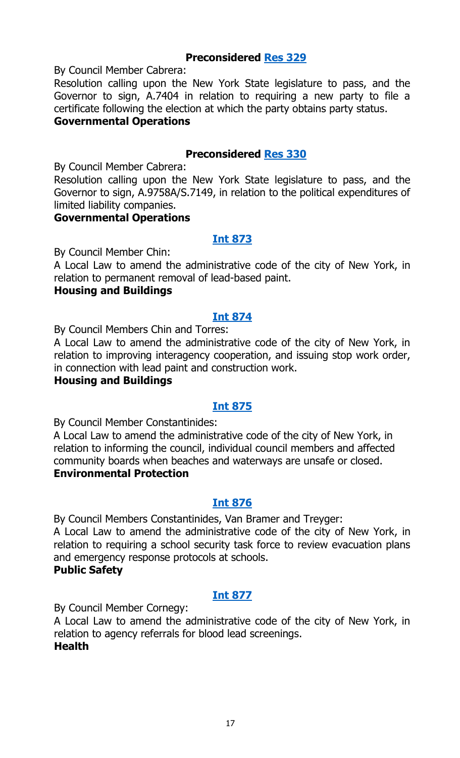**Preconsidered Res 329**

By Council Member Cabrera:

Resolution calling upon the New York State legislature to pass, and the Governor to sign, A.7404 in relation to requiring a new party to file a certificate following the election at which the party obtains party status.

**Governmental Operations**

**Preconsidered Res 330**

By Council Member Cabrera:

Resolution calling upon the New York State legislature to pass, and the Governor to sign, A.9758A/S.7149, in relation to the political expenditures of limited liability companies.

**Governmental Operations**

**Int 873**

By Council Member Chin:

A Local Law to amend the administrative code of the city of New York, in relation to permanent removal of lead-based paint.

**Housing and Buildings**

**Int 874**

By Council Members Chin and Torres:

A Local Law to amend the administrative code of the city of New York, in relation to improving interagency cooperation, and issuing stop work order, in connection with lead paint and construction work.

**Housing and Buildings**

**Int 875**

By Council Member Constantinides:

A Local Law to amend the administrative code of the city of New York, in relation to informing the council, individual council members and affected community boards when beaches and waterways are unsafe or closed.

**Environmental Protection**

**Int 876**

By Council Members Constantinides, Van Bramer and Treyger:

A Local Law to amend the administrative code of the city of New York, in relation to requiring a school security task force to review evacuation plans and emergency response protocols at schools.

**Public Safety**

**Int 877**

By Council Member Cornegy:

A Local Law to amend the administrative code of the city of New York, in relation to agency referrals for blood lead screenings.

**Health**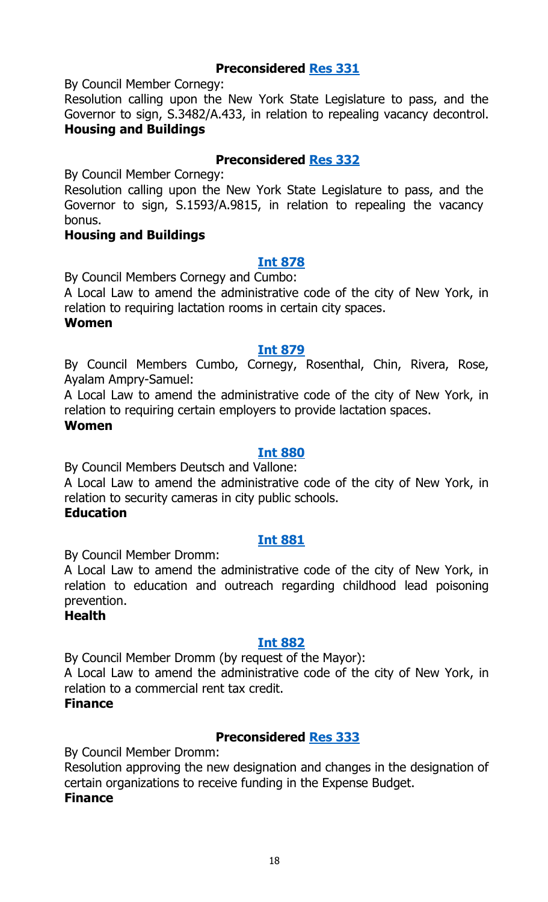### Preconsidered Res 331

By Council Member Cornegy:

Resolution calling upon the New York State Legislature to pass, and the Governor to sign, S.3482/A.433, in relation to repealing vacancy decontrol.

**Housing and Buildings**

### Preconsidered Res 332

By Council Member Cornegy:

Resolution calling upon the New York State Legislature to pass, and the Governor to sign, S.1593/A.9815, in relation to repealing the vacancy bonus.

**Housing and Buildings**

### Int 878

By Council Members Cornegy and Cumbo:

A Local Law to amend the administrative code of the city of New York, in relation to requiring lactation rooms in certain city spaces.

**Women**

### Int 879

By Council Members Cumbo, Cornegy, Rosenthal, Chin, Rivera, Rose, Ayalam Ampry-Samuel:

A Local Law to amend the administrative code of the city of New York, in relation to requiring certain employers to provide lactation spaces.

**Women**

### Int 880

By Council Members Deutsch and Vallone:

A Local Law to amend the administrative code of the city of New York, in relation to security cameras in city public schools.

**Education**

### Int 881

By Council Member Dromm:

A Local Law to amend the administrative code of the city of New York, in relation to education and outreach regarding childhood lead poisoning prevention.

**Health**

### Int 882

By Council Member Dromm (by request of the Mayor):

A Local Law to amend the administrative code of the city of New York, in relation to a commercial rent tax credit.

**Finance**

### Preconsidered Res 333

By Council Member Dromm:

Resolution approving the new designation and changes in the designation of certain organizations to receive funding in the Expense Budget.

**Finance**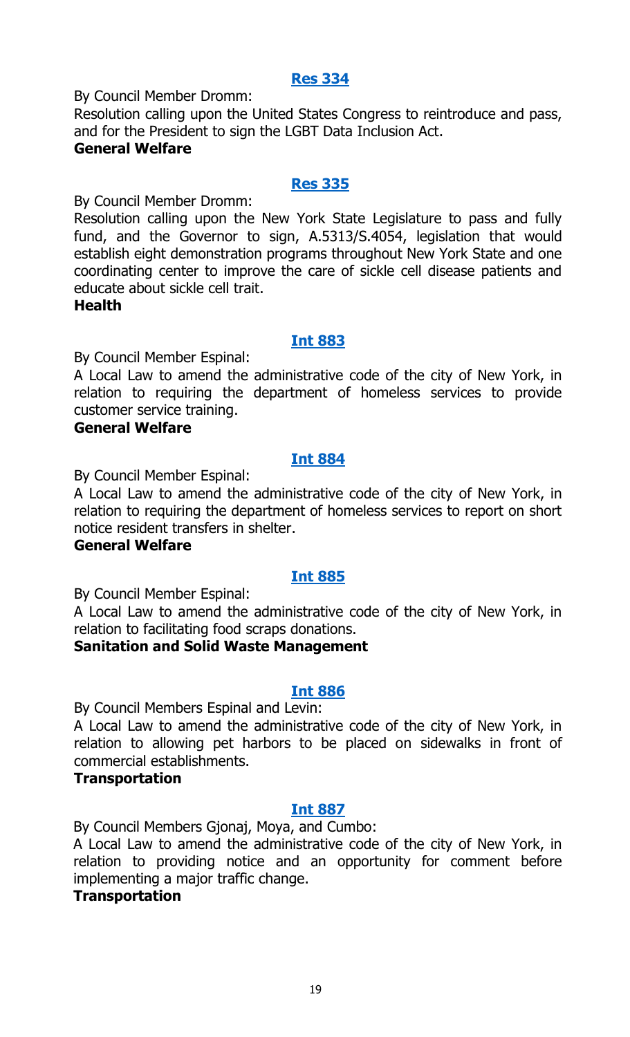**Res 334**

By Council Member Dromm:

Resolution calling upon the United States Congress to reintroduce and pass, and for the President to sign the LGBT Data Inclusion Act.

**General Welfare**

**Res 335**

By Council Member Dromm:

Resolution calling upon the New York State Legislature to pass and fully fund, and the Governor to sign, A.5313/S.4054, legislation that would establish eight demonstration programs throughout New York State and one coordinating center to improve the care of sickle cell disease patients and educate about sickle cell trait.

**Health**

**Int 883**

By Council Member Espinal:

A Local Law to amend the administrative code of the city of New York, in relation to requiring the department of homeless services to provide customer service training.

**General Welfare**

**Int 884**

By Council Member Espinal:

A Local Law to amend the administrative code of the city of New York, in relation to requiring the department of homeless services to report on short notice resident transfers in shelter.

**General Welfare**

**Int 885**

By Council Member Espinal:

A Local Law to amend the administrative code of the city of New York, in relation to facilitating food scraps donations.

**Sanitation and Solid Waste Management**

**Int 886**

By Council Members Espinal and Levin:

A Local Law to amend the administrative code of the city of New York, in relation to allowing pet harbors to be placed on sidewalks in front of commercial establishments.

**Transportation**

**Int 887**

By Council Members Gjonaj, Moya, and Cumbo:

A Local Law to amend the administrative code of the city of New York, in relation to providing notice and an opportunity for comment before implementing a major traffic change.

**Transportation**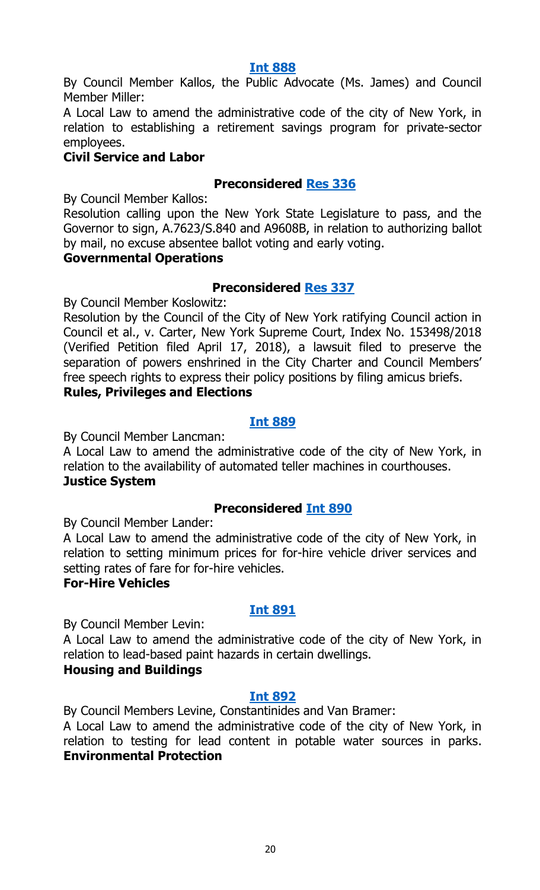**[Int 888](#)**

By Council Member Kallos, the Public Advocate (Ms. James) and Council Member Miller:

A Local Law to amend the administrative code of the city of New York, in relation to establishing a retirement savings program for private-sector employees.

**Civil Service and Labor**

**Preconsidered [Res 336](#)**

By Council Member Kallos:

Resolution calling upon the New York State Legislature to pass, and the Governor to sign, A.7623/S.840 and A9608B, in relation to authorizing ballot by mail, no excuse absentee ballot voting and early voting.

**Governmental Operations**

**Preconsidered [Res 337](#)**

By Council Member Koslowitz:

Resolution by the Council of the City of New York ratifying Council action in Council et al., v. Carter, New York Supreme Court, Index No. 153498/2018 (Verified Petition filed April 17, 2018), a lawsuit filed to preserve the separation of powers enshrined in the City Charter and Council Members' free speech rights to express their policy positions by filing amicus briefs.

**Rules, Privileges and Elections**

**[Int 889](#)**

By Council Member Lancman:

A Local Law to amend the administrative code of the city of New York, in relation to the availability of automated teller machines in courthouses.

**Justice System**

**Preconsidered [Int 890](#)**

By Council Member Lander:

A Local Law to amend the administrative code of the city of New York, in relation to setting minimum prices for for-hire vehicle driver services and setting rates of fare for for-hire vehicles.

**For-Hire Vehicles**

**[Int 891](#)**

By Council Member Levin:

A Local Law to amend the administrative code of the city of New York, in relation to lead-based paint hazards in certain dwellings.

**Housing and Buildings**

**[Int 892](#)**

By Council Members Levine, Constantinides and Van Bramer:

A Local Law to amend the administrative code of the city of New York, in relation to testing for lead content in potable water sources in parks.

**Environmental Protection**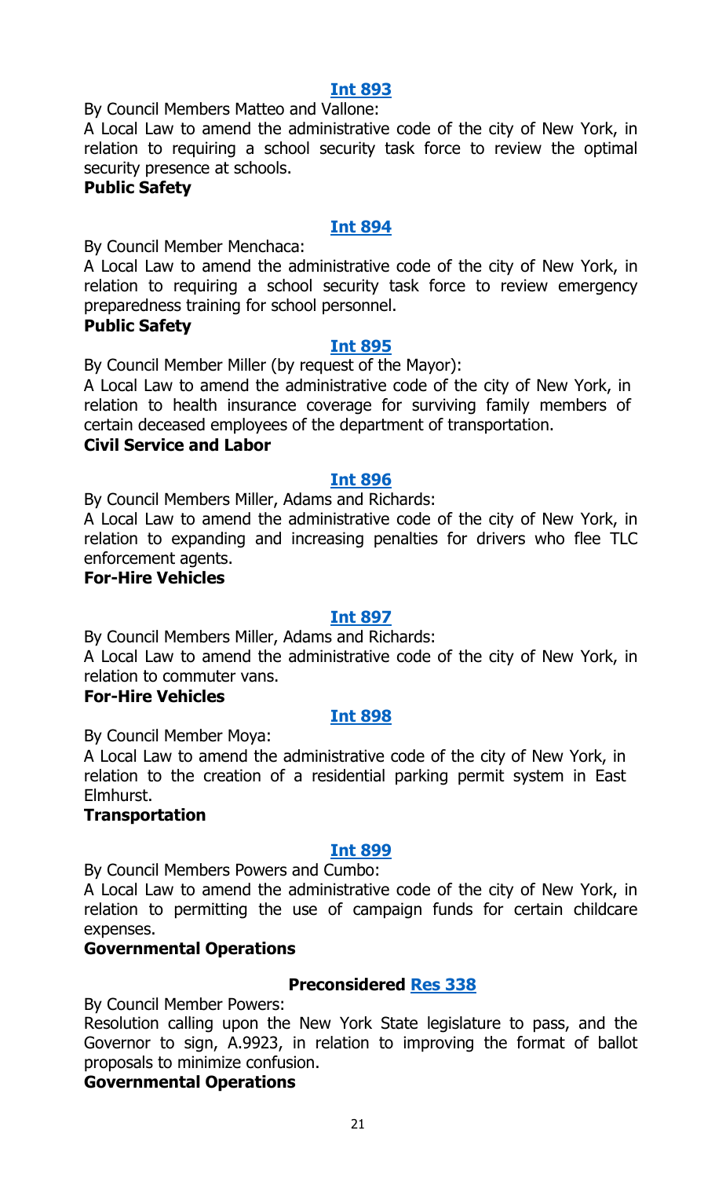**[Int 893](#)**

By Council Members Matteo and Vallone:

A Local Law to amend the administrative code of the city of New York, in relation to requiring a school security task force to review the optimal security presence at schools.

**Public Safety**

**[Int 894](#)**

By Council Member Menchaca:

A Local Law to amend the administrative code of the city of New York, in relation to requiring a school security task force to review emergency preparedness training for school personnel.

**Public Safety**

**[Int 895](#)**

By Council Member Miller (by request of the Mayor):

A Local Law to amend the administrative code of the city of New York, in relation to health insurance coverage for surviving family members of certain deceased employees of the department of transportation.

**Civil Service and Labor**

**[Int 896](#)**

By Council Members Miller, Adams and Richards:

A Local Law to amend the administrative code of the city of New York, in relation to expanding and increasing penalties for drivers who flee TLC enforcement agents.

**For-Hire Vehicles**

**[Int 897](#)**

By Council Members Miller, Adams and Richards:

A Local Law to amend the administrative code of the city of New York, in relation to commuter vans.

**For-Hire Vehicles**

**[Int 898](#)**

By Council Member Moya:

A Local Law to amend the administrative code of the city of New York, in relation to the creation of a residential parking permit system in East Elmhurst.

**Transportation**

**[Int 899](#)**

By Council Members Powers and Cumbo:

A Local Law to amend the administrative code of the city of New York, in relation to permitting the use of campaign funds for certain childcare expenses.

**Governmental Operations**

**Preconsidered [Res 338](#)**

By Council Member Powers:

Resolution calling upon the New York State legislature to pass, and the Governor to sign, A.9923, in relation to improving the format of ballot proposals to minimize confusion.

**Governmental Operations**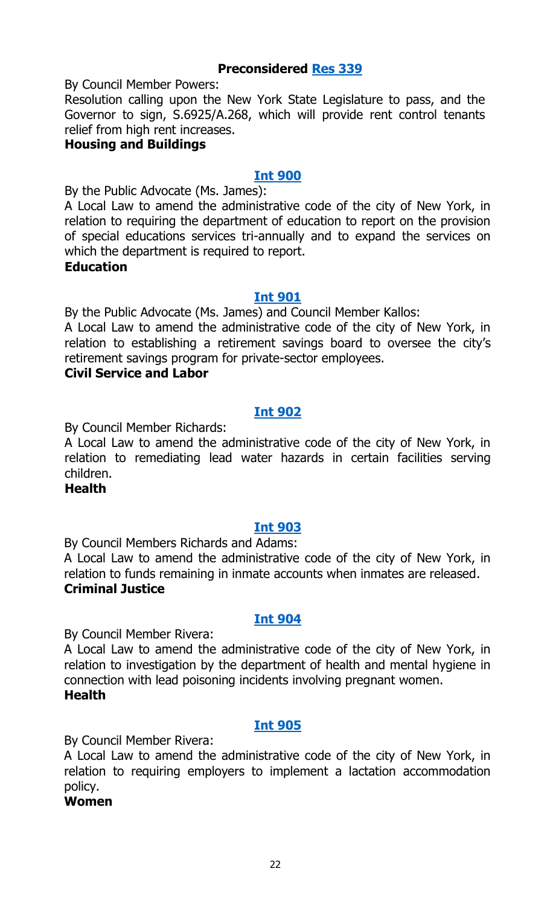**Preconsidered Res 339**

By Council Member Powers:

Resolution calling upon the New York State Legislature to pass, and the Governor to sign, S.6925/A.268, which will provide rent control tenants relief from high rent increases.

**Housing and Buildings**

**Int 900**

By the Public Advocate (Ms. James):

A Local Law to amend the administrative code of the city of New York, in relation to requiring the department of education to report on the provision of special educations services tri-annually and to expand the services on which the department is required to report.

**Education**

**Int 901**

By the Public Advocate (Ms. James) and Council Member Kallos:

A Local Law to amend the administrative code of the city of New York, in relation to establishing a retirement savings board to oversee the city's retirement savings program for private-sector employees.

**Civil Service and Labor**

**Int 902**

By Council Member Richards:

A Local Law to amend the administrative code of the city of New York, in relation to remediating lead water hazards in certain facilities serving children.

**Health**

**Int 903**

By Council Members Richards and Adams:

A Local Law to amend the administrative code of the city of New York, in relation to funds remaining in inmate accounts when inmates are released.

**Criminal Justice**

**Int 904**

By Council Member Rivera:

A Local Law to amend the administrative code of the city of New York, in relation to investigation by the department of health and mental hygiene in connection with lead poisoning incidents involving pregnant women.

**Health**

**Int 905**

By Council Member Rivera:

A Local Law to amend the administrative code of the city of New York, in relation to requiring employers to implement a lactation accommodation policy.

**Women**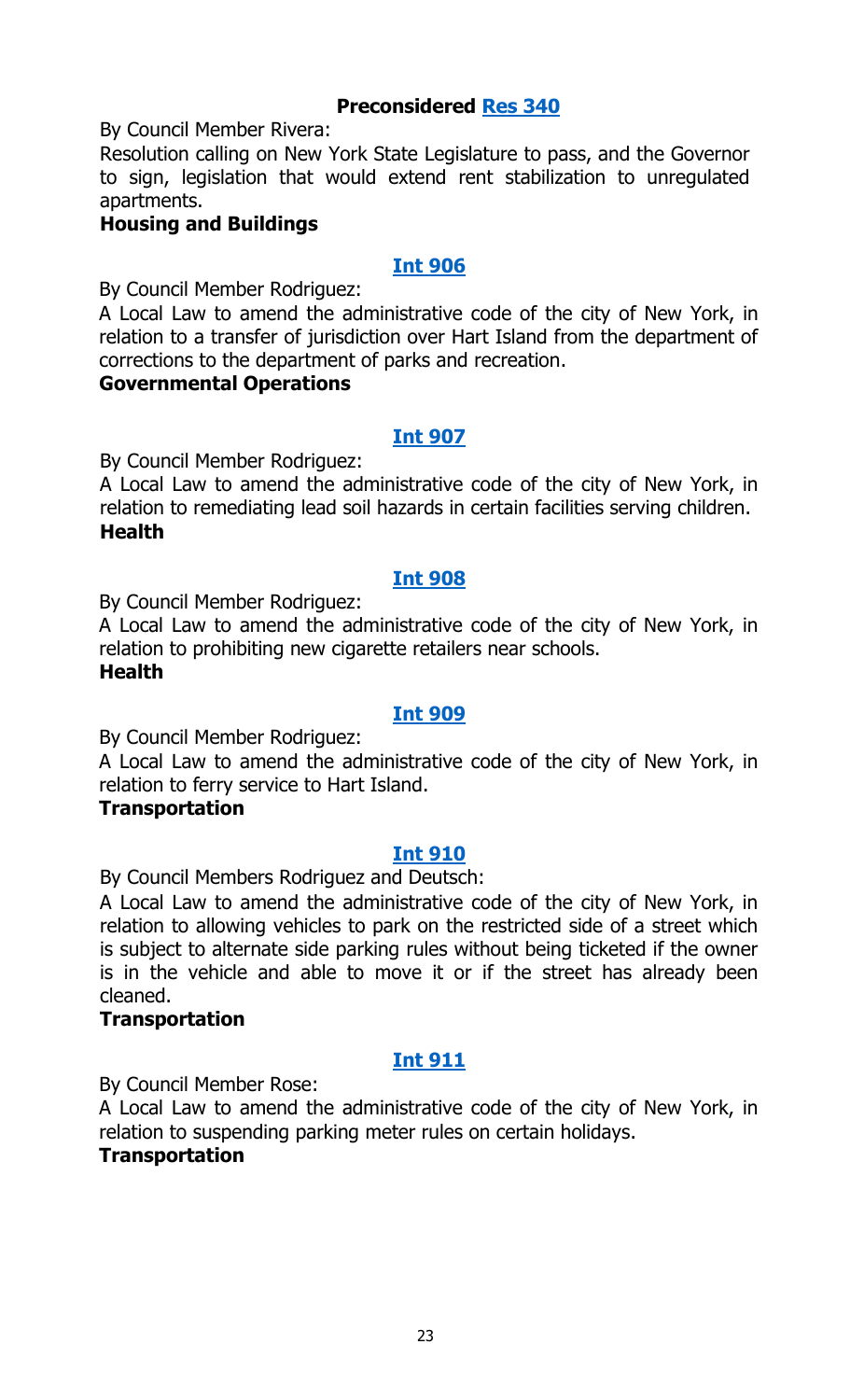**Preconsidered [Res 340](#)**

By Council Member Rivera:

Resolution calling on New York State Legislature to pass, and the Governor to sign, legislation that would extend rent stabilization to unregulated apartments.

**Housing and Buildings**

**[Int 906](#)**

By Council Member Rodriguez:

A Local Law to amend the administrative code of the city of New York, in relation to a transfer of jurisdiction over Hart Island from the department of corrections to the department of parks and recreation.

**Governmental Operations**

**[Int 907](#)**

By Council Member Rodriguez:

A Local Law to amend the administrative code of the city of New York, in relation to remediating lead soil hazards in certain facilities serving children.

**Health**

**[Int 908](#)**

By Council Member Rodriguez:

A Local Law to amend the administrative code of the city of New York, in relation to prohibiting new cigarette retailers near schools.

**Health**

**[Int 909](#)**

By Council Member Rodriguez:

A Local Law to amend the administrative code of the city of New York, in relation to ferry service to Hart Island.

**Transportation**

**[Int 910](#)**

By Council Members Rodriguez and Deutsch:

A Local Law to amend the administrative code of the city of New York, in relation to allowing vehicles to park on the restricted side of a street which is subject to alternate side parking rules without being ticketed if the owner is in the vehicle and able to move it or if the street has already been cleaned.

**Transportation**

**[Int 911](#)**

By Council Member Rose:

A Local Law to amend the administrative code of the city of New York, in relation to suspending parking meter rules on certain holidays.

**Transportation**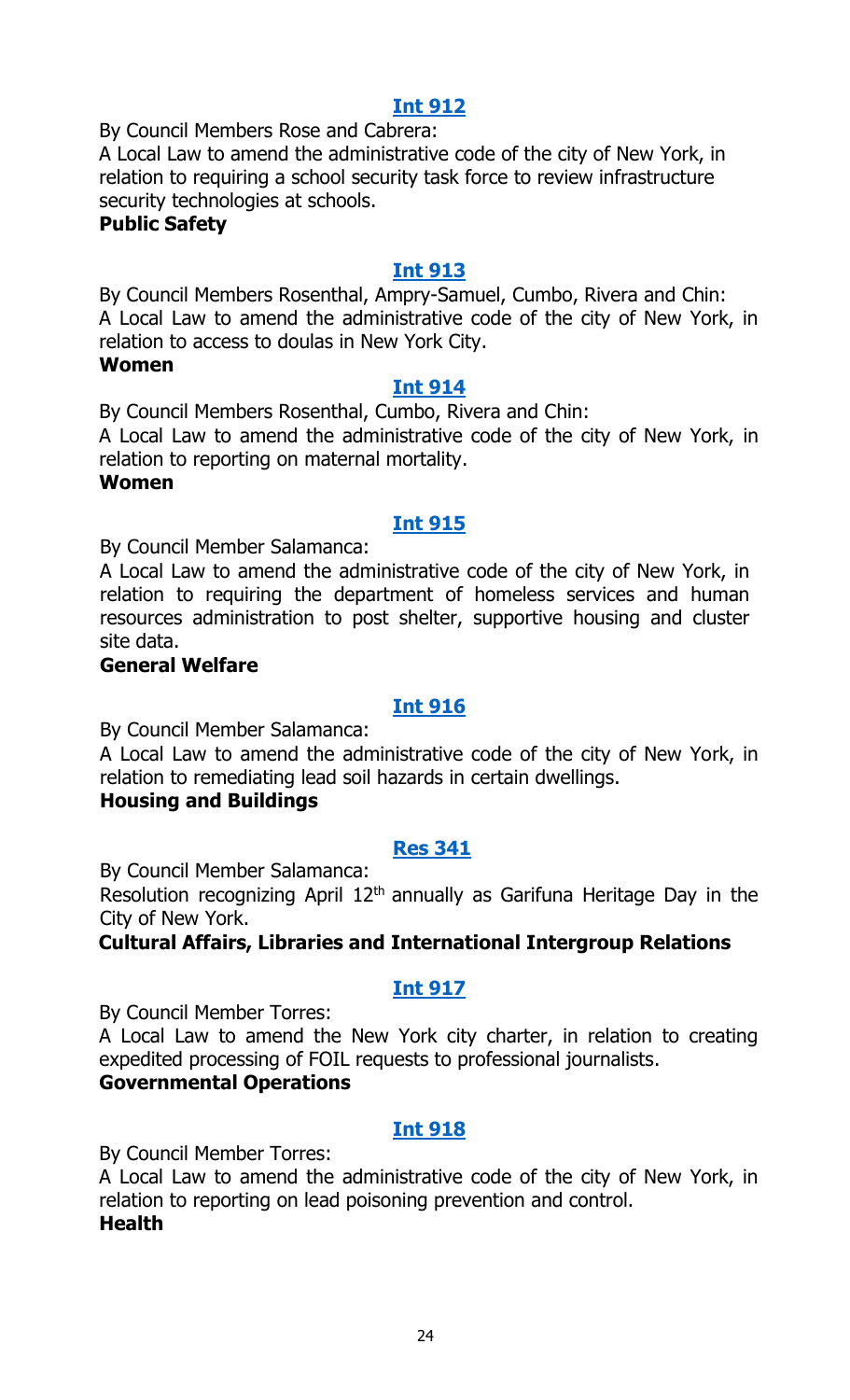## Int 912

By Council Members Rose and Cabrera:

A Local Law to amend the administrative code of the city of New York, in relation to requiring a school security task force to review infrastructure security technologies at schools.

**Public Safety**

## Int 913

By Council Members Rosenthal, Ampry-Samuel, Cumbo, Rivera and Chin:

A Local Law to amend the administrative code of the city of New York, in relation to access to doulas in New York City.

**Women**

## Int 914

By Council Members Rosenthal, Cumbo, Rivera and Chin:

A Local Law to amend the administrative code of the city of New York, in relation to reporting on maternal mortality.

**Women**

## Int 915

By Council Member Salamanca:

A Local Law to amend the administrative code of the city of New York, in relation to requiring the department of homeless services and human resources administration to post shelter, supportive housing and cluster site data.

**General Welfare**

## Int 916

By Council Member Salamanca:

A Local Law to amend the administrative code of the city of New York, in relation to remediating lead soil hazards in certain dwellings.

**Housing and Buildings**

## Res 341

By Council Member Salamanca:

Resolution recognizing April 12th annually as Garifuna Heritage Day in the City of New York.

**Cultural Affairs, Libraries and International Intergroup Relations**

## Int 917

By Council Member Torres:

A Local Law to amend the New York city charter, in relation to creating expedited processing of FOIL requests to professional journalists.

**Governmental Operations**

## Int 918

By Council Member Torres:

A Local Law to amend the administrative code of the city of New York, in relation to reporting on lead poisoning prevention and control.

**Health**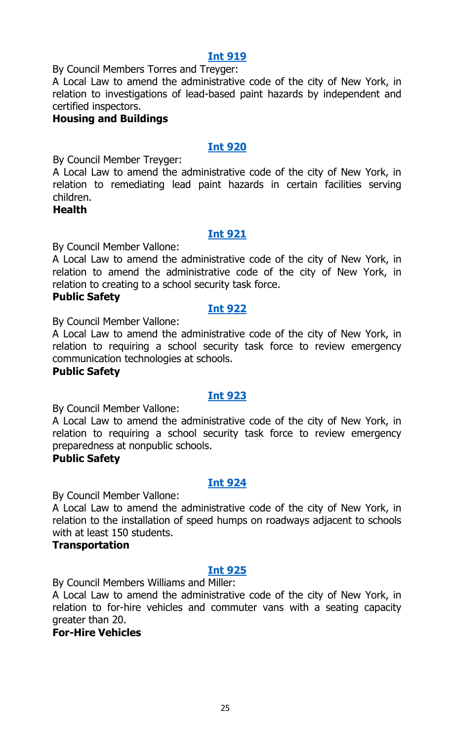**[Int 919](#)**

By Council Members Torres and Treyger:

A Local Law to amend the administrative code of the city of New York, in relation to investigations of lead-based paint hazards by independent and certified inspectors.

**Housing and Buildings**

**[Int 920](#)**

By Council Member Treyger:

A Local Law to amend the administrative code of the city of New York, in relation to remediating lead paint hazards in certain facilities serving children.

**Health**

**[Int 921](#)**

By Council Member Vallone:

A Local Law to amend the administrative code of the city of New York, in relation to amend the administrative code of the city of New York, in relation to creating to a school security task force.

**Public Safety**

**[Int 922](#)**

By Council Member Vallone:

A Local Law to amend the administrative code of the city of New York, in relation to requiring a school security task force to review emergency communication technologies at schools.

**Public Safety**

**[Int 923](#)**

By Council Member Vallone:

A Local Law to amend the administrative code of the city of New York, in relation to requiring a school security task force to review emergency preparedness at nonpublic schools.

**Public Safety**

**[Int 924](#)**

By Council Member Vallone:

A Local Law to amend the administrative code of the city of New York, in relation to the installation of speed humps on roadways adjacent to schools with at least 150 students.

**Transportation**

**[Int 925](#)**

By Council Members Williams and Miller:

A Local Law to amend the administrative code of the city of New York, in relation to for-hire vehicles and commuter vans with a seating capacity greater than 20.

**For-Hire Vehicles**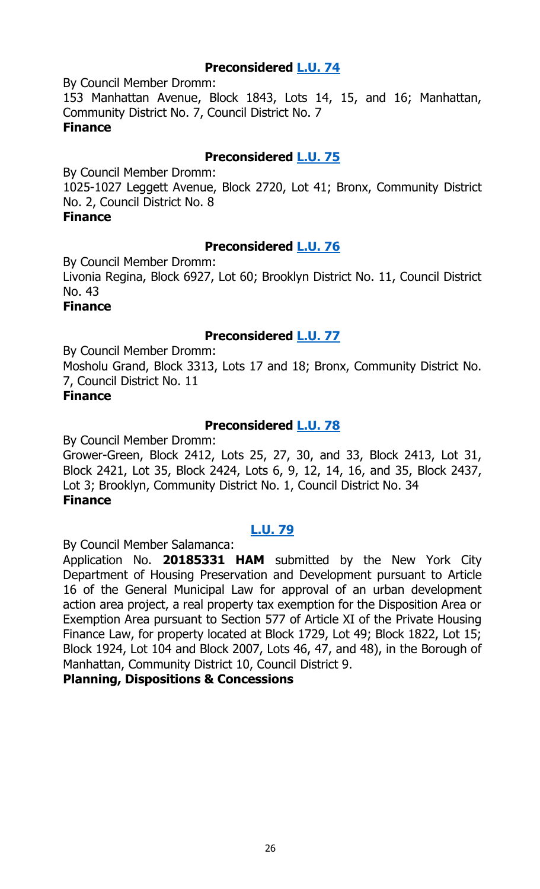**Preconsidered L.U. 74**

By Council Member Dromm:

153 Manhattan Avenue, Block 1843, Lots 14, 15, and 16; Manhattan, Community District No. 7, Council District No. 7

**Finance**

**Preconsidered L.U. 75**

By Council Member Dromm:

1025-1027 Leggett Avenue, Block 2720, Lot 41; Bronx, Community District No. 2, Council District No. 8

**Finance**

**Preconsidered L.U. 76**

By Council Member Dromm:

Livonia Regina, Block 6927, Lot 60; Brooklyn District No. 11, Council District No. 43

**Finance**

**Preconsidered L.U. 77**

By Council Member Dromm:

Mosholu Grand, Block 3313, Lots 17 and 18; Bronx, Community District No. 7, Council District No. 11

**Finance**

**Preconsidered L.U. 78**

By Council Member Dromm:

Grower-Green, Block 2412, Lots 25, 27, 30, and 33, Block 2413, Lot 31, Block 2421, Lot 35, Block 2424, Lots 6, 9, 12, 14, 16, and 35, Block 2437, Lot 3; Brooklyn, Community District No. 1, Council District No. 34

**Finance**

**L.U. 79**

By Council Member Salamanca:

Application No. **20185331 HAM** submitted by the New York City Department of Housing Preservation and Development pursuant to Article 16 of the General Municipal Law for approval of an urban development action area project, a real property tax exemption for the Disposition Area or Exemption Area pursuant to Section 577 of Article XI of the Private Housing Finance Law, for property located at Block 1729, Lot 49; Block 1822, Lot 15; Block 1924, Lot 104 and Block 2007, Lots 46, 47, and 48), in the Borough of Manhattan, Community District 10, Council District 9.

**Planning, Dispositions & Concessions**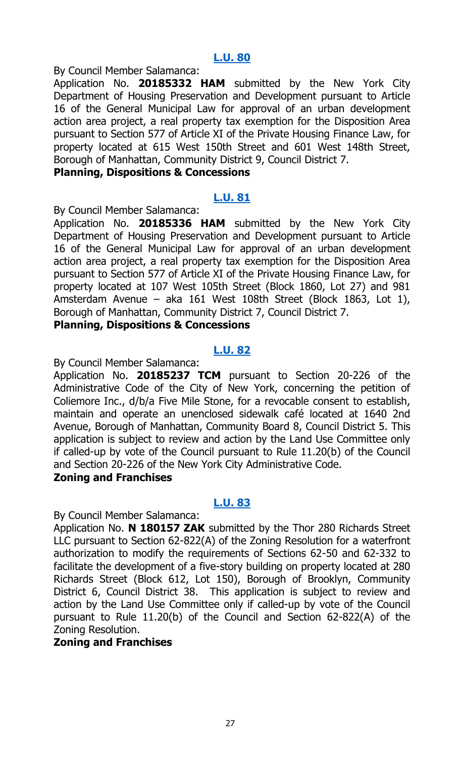## L.U. 80

By Council Member Salamanca:

Application No. **20185332 HAM** submitted by the New York City Department of Housing Preservation and Development pursuant to Article 16 of the General Municipal Law for approval of an urban development action area project, a real property tax exemption for the Disposition Area pursuant to Section 577 of Article XI of the Private Housing Finance Law, for property located at 615 West 150th Street and 601 West 148th Street, Borough of Manhattan, Community District 9, Council District 7.

**Planning, Dispositions & Concessions**

## L.U. 81

By Council Member Salamanca:

Application No. **20185336 HAM** submitted by the New York City Department of Housing Preservation and Development pursuant to Article 16 of the General Municipal Law for approval of an urban development action area project, a real property tax exemption for the Disposition Area pursuant to Section 577 of Article XI of the Private Housing Finance Law, for property located at 107 West 105th Street (Block 1860, Lot 27) and 981 Amsterdam Avenue – aka 161 West 108th Street (Block 1863, Lot 1), Borough of Manhattan, Community District 7, Council District 7.

**Planning, Dispositions & Concessions**

## L.U. 82

By Council Member Salamanca:

Application No. **20185237 TCM** pursuant to Section 20-226 of the Administrative Code of the City of New York, concerning the petition of Coliemore Inc., d/b/a Five Mile Stone, for a revocable consent to establish, maintain and operate an unenclosed sidewalk café located at 1640 2nd Avenue, Borough of Manhattan, Community Board 8, Council District 5. This application is subject to review and action by the Land Use Committee only if called-up by vote of the Council pursuant to Rule 11.20(b) of the Council and Section 20-226 of the New York City Administrative Code.

**Zoning and Franchises**

## L.U. 83

By Council Member Salamanca:

Application No. **N 180157 ZAK** submitted by the Thor 280 Richards Street LLC pursuant to Section 62-822(A) of the Zoning Resolution for a waterfront authorization to modify the requirements of Sections 62-50 and 62-332 to facilitate the development of a five-story building on property located at 280 Richards Street (Block 612, Lot 150), Borough of Brooklyn, Community District 6, Council District 38. This application is subject to review and action by the Land Use Committee only if called-up by vote of the Council pursuant to Rule 11.20(b) of the Council and Section 62-822(A) of the Zoning Resolution.

**Zoning and Franchises**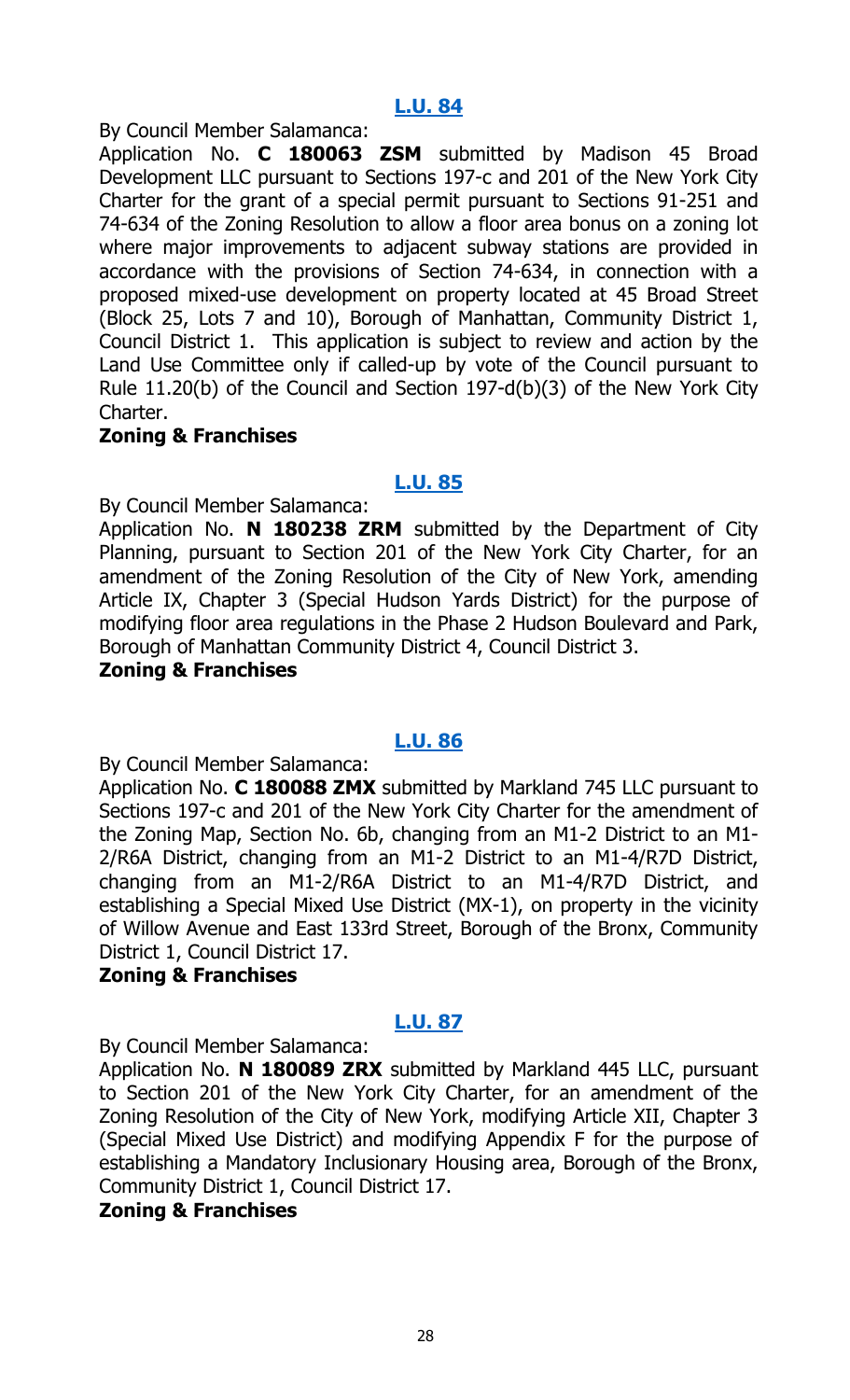## L.U. 84

By Council Member Salamanca:

Application No. **C 180063 ZSM** submitted by Madison 45 Broad Development LLC pursuant to Sections 197-c and 201 of the New York City Charter for the grant of a special permit pursuant to Sections 91-251 and 74-634 of the Zoning Resolution to allow a floor area bonus on a zoning lot where major improvements to adjacent subway stations are provided in accordance with the provisions of Section 74-634, in connection with a proposed mixed-use development on property located at 45 Broad Street (Block 25, Lots 7 and 10), Borough of Manhattan, Community District 1, Council District 1. This application is subject to review and action by the Land Use Committee only if called-up by vote of the Council pursuant to Rule 11.20(b) of the Council and Section 197-d(b)(3) of the New York City Charter.

**Zoning & Franchises**

## L.U. 85

By Council Member Salamanca:

Application No. **N 180238 ZRM** submitted by the Department of City Planning, pursuant to Section 201 of the New York City Charter, for an amendment of the Zoning Resolution of the City of New York, amending Article IX, Chapter 3 (Special Hudson Yards District) for the purpose of modifying floor area regulations in the Phase 2 Hudson Boulevard and Park, Borough of Manhattan Community District 4, Council District 3.

**Zoning & Franchises**

## L.U. 86

By Council Member Salamanca:

Application No. **C 180088 ZMX** submitted by Markland 745 LLC pursuant to Sections 197-c and 201 of the New York City Charter for the amendment of the Zoning Map, Section No. 6b, changing from an M1-2 District to an M1-2/R6A District, changing from an M1-2 District to an M1-4/R7D District, changing from an M1-2/R6A District to an M1-4/R7D District, and establishing a Special Mixed Use District (MX-1), on property in the vicinity of Willow Avenue and East 133rd Street, Borough of the Bronx, Community District 1, Council District 17.

**Zoning & Franchises**

## L.U. 87

By Council Member Salamanca:

Application No. **N 180089 ZRX** submitted by Markland 445 LLC, pursuant to Section 201 of the New York City Charter, for an amendment of the Zoning Resolution of the City of New York, modifying Article XII, Chapter 3 (Special Mixed Use District) and modifying Appendix F for the purpose of establishing a Mandatory Inclusionary Housing area, Borough of the Bronx, Community District 1, Council District 17.

**Zoning & Franchises**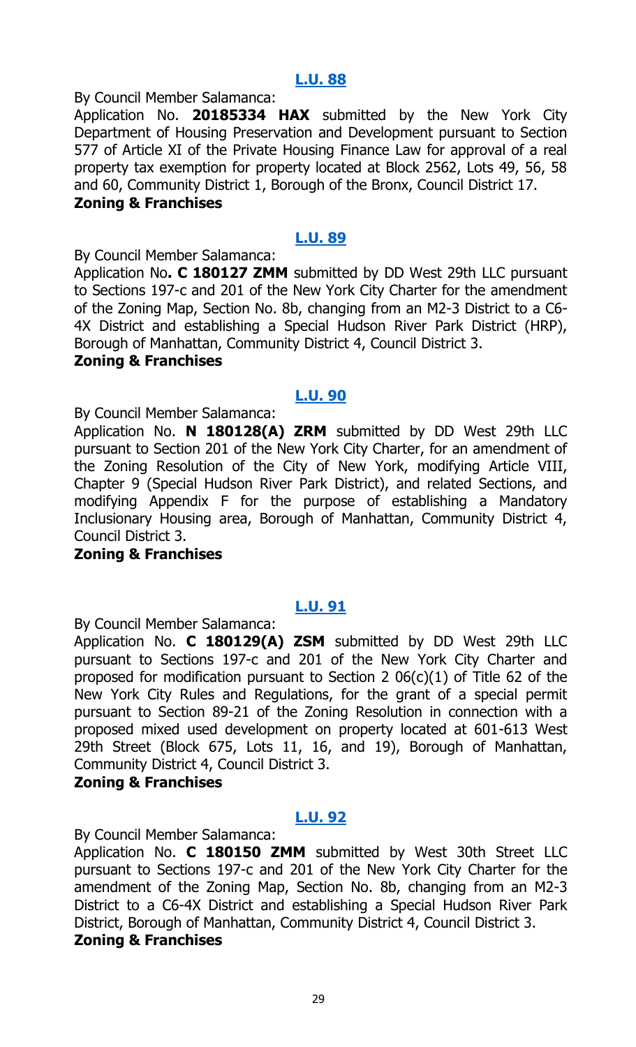## [L.U. 88](#)

By Council Member Salamanca:

Application No. **20185334 HAX** submitted by the New York City Department of Housing Preservation and Development pursuant to Section 577 of Article XI of the Private Housing Finance Law for approval of a real property tax exemption for property located at Block 2562, Lots 49, 56, 58 and 60, Community District 1, Borough of the Bronx, Council District 17.

**Zoning & Franchises**

## [L.U. 89](#)

By Council Member Salamanca:

Application No**. C 180127 ZMM** submitted by DD West 29th LLC pursuant to Sections 197-c and 201 of the New York City Charter for the amendment of the Zoning Map, Section No. 8b, changing from an M2-3 District to a C6-4X District and establishing a Special Hudson River Park District (HRP), Borough of Manhattan, Community District 4, Council District 3.

**Zoning & Franchises**

## [L.U. 90](#)

By Council Member Salamanca:

Application No. **N 180128(A) ZRM** submitted by DD West 29th LLC pursuant to Section 201 of the New York City Charter, for an amendment of the Zoning Resolution of the City of New York, modifying Article VIII, Chapter 9 (Special Hudson River Park District), and related Sections, and modifying Appendix F for the purpose of establishing a Mandatory Inclusionary Housing area, Borough of Manhattan, Community District 4, Council District 3.

**Zoning & Franchises**

## [L.U. 91](#)

By Council Member Salamanca:

Application No. **C 180129(A) ZSM** submitted by DD West 29th LLC pursuant to Sections 197-c and 201 of the New York City Charter and proposed for modification pursuant to Section 2 06(c)(1) of Title 62 of the New York City Rules and Regulations, for the grant of a special permit pursuant to Section 89-21 of the Zoning Resolution in connection with a proposed mixed used development on property located at 601-613 West 29th Street (Block 675, Lots 11, 16, and 19), Borough of Manhattan, Community District 4, Council District 3.

**Zoning & Franchises**

## [L.U. 92](#)

By Council Member Salamanca:

Application No. **C 180150 ZMM** submitted by West 30th Street LLC pursuant to Sections 197-c and 201 of the New York City Charter for the amendment of the Zoning Map, Section No. 8b, changing from an M2-3 District to a C6-4X District and establishing a Special Hudson River Park District, Borough of Manhattan, Community District 4, Council District 3.

**Zoning & Franchises**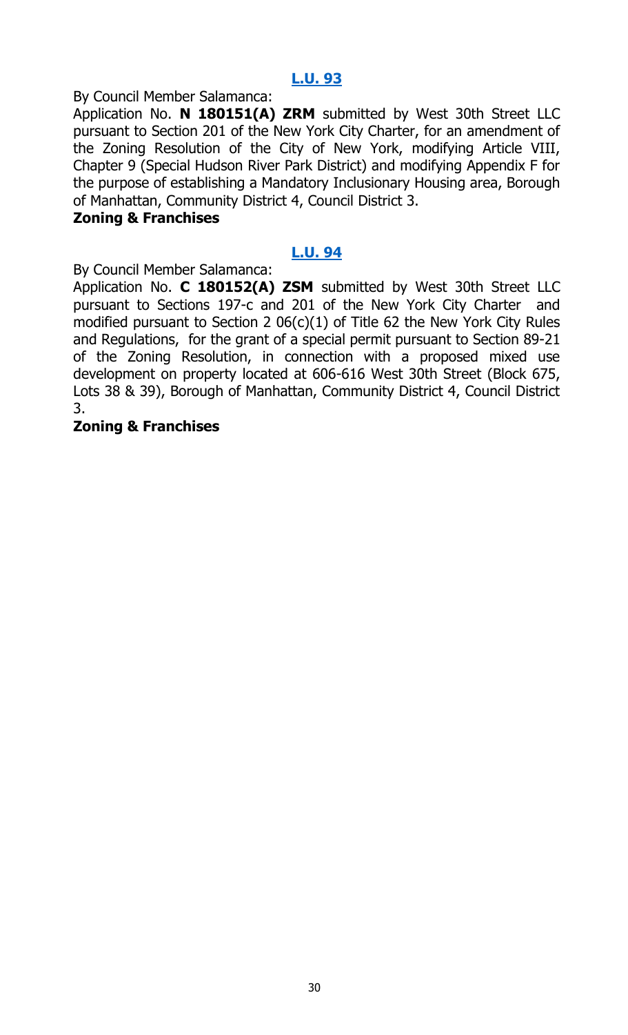### L.U. 93

By Council Member Salamanca:

Application No. **N 180151(A) ZRM** submitted by West 30th Street LLC pursuant to Section 201 of the New York City Charter, for an amendment of the Zoning Resolution of the City of New York, modifying Article VIII, Chapter 9 (Special Hudson River Park District) and modifying Appendix F for the purpose of establishing a Mandatory Inclusionary Housing area, Borough of Manhattan, Community District 4, Council District 3.

**Zoning & Franchises**

### L.U. 94

By Council Member Salamanca:

Application No. **C 180152(A) ZSM** submitted by West 30th Street LLC pursuant to Sections 197-c and 201 of the New York City Charter and modified pursuant to Section 2 06(c)(1) of Title 62 the New York City Rules and Regulations, for the grant of a special permit pursuant to Section 89-21 of the Zoning Resolution, in connection with a proposed mixed use development on property located at 606-616 West 30th Street (Block 675, Lots 38 & 39), Borough of Manhattan, Community District 4, Council District 3.

**Zoning & Franchises**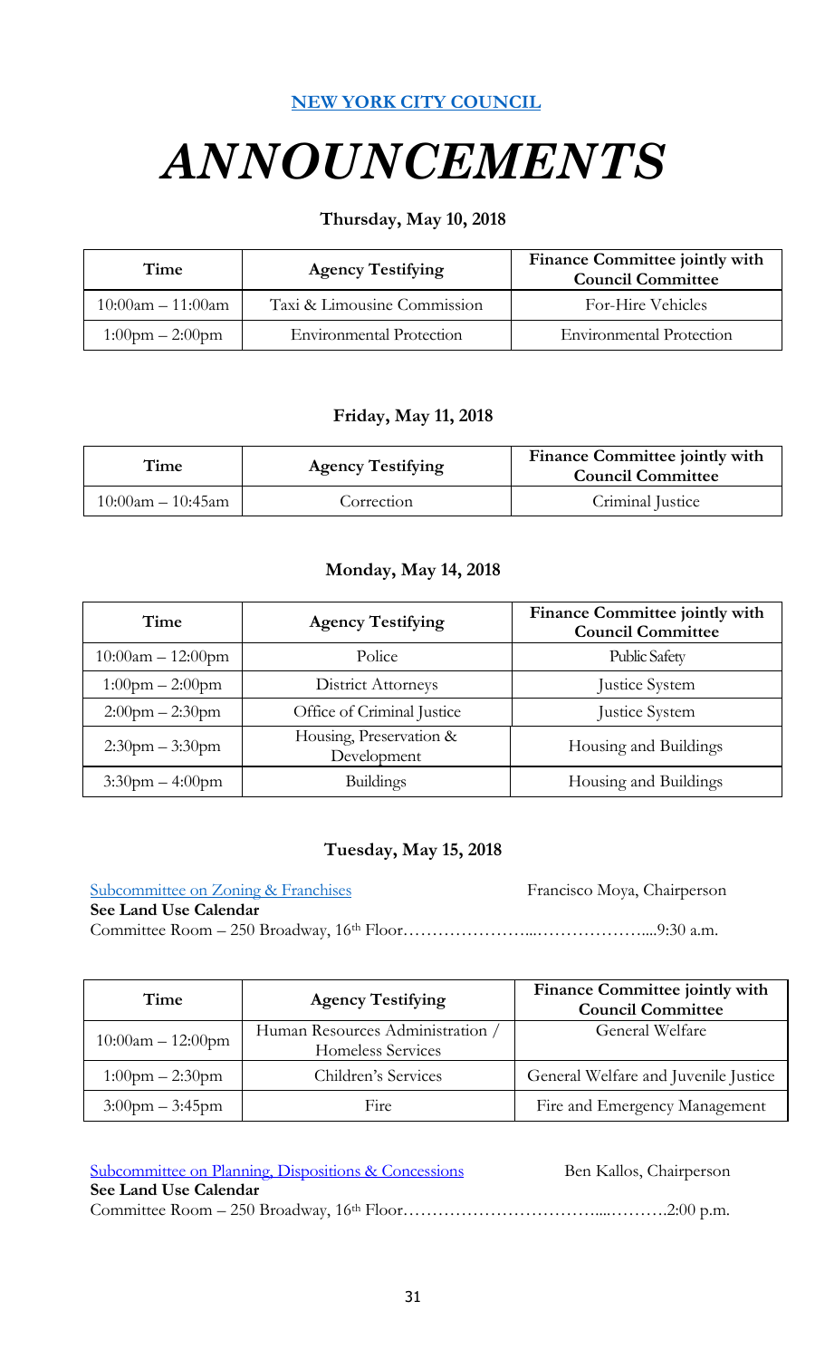**NEW YORK CITY COUNCIL**

# *ANNOUNCEMENTS*

### Thursday, May 10, 2018

| Time | Agency Testifying | Finance Committee jointly with Council Committee |
|---|---|---|
| 10:00am – 11:00am | Taxi & Limousine Commission | For-Hire Vehicles |
| 1:00pm – 2:00pm | Environmental Protection | Environmental Protection |

### Friday, May 11, 2018

| Time | Agency Testifying | Finance Committee jointly with Council Committee |
|---|---|---|
| 10:00am – 10:45am | Correction | Criminal Justice |

### Monday, May 14, 2018

| Time | Agency Testifying | Finance Committee jointly with Council Committee |
|---|---|---|
| 10:00am – 12:00pm | Police | Public Safety |
| 1:00pm – 2:00pm | District Attorneys | Justice System |
| 2:00pm – 2:30pm | Office of Criminal Justice | Justice System |
| 2:30pm – 3:30pm | Housing, Preservation & Development | Housing and Buildings |
| 3:30pm – 4:00pm | Buildings | Housing and Buildings |

### Tuesday, May 15, 2018

Subcommittee on Zoning & Franchises — Francisco Moya, Chairperson
**See Land Use Calendar**
Committee Room – 250 Broadway, 16th Floor…………………...………………....9:30 a.m.

| Time | Agency Testifying | Finance Committee jointly with Council Committee |
|---|---|---|
| 10:00am – 12:00pm | Human Resources Administration / Homeless Services | General Welfare |
| 1:00pm – 2:30pm | Children's Services | General Welfare and Juvenile Justice |
| 3:00pm – 3:45pm | Fire | Fire and Emergency Management |

Subcommittee on Planning, Dispositions & Concessions — Ben Kallos, Chairperson
**See Land Use Calendar**
Committee Room – 250 Broadway, 16th Floor……………………………....……….2:00 p.m.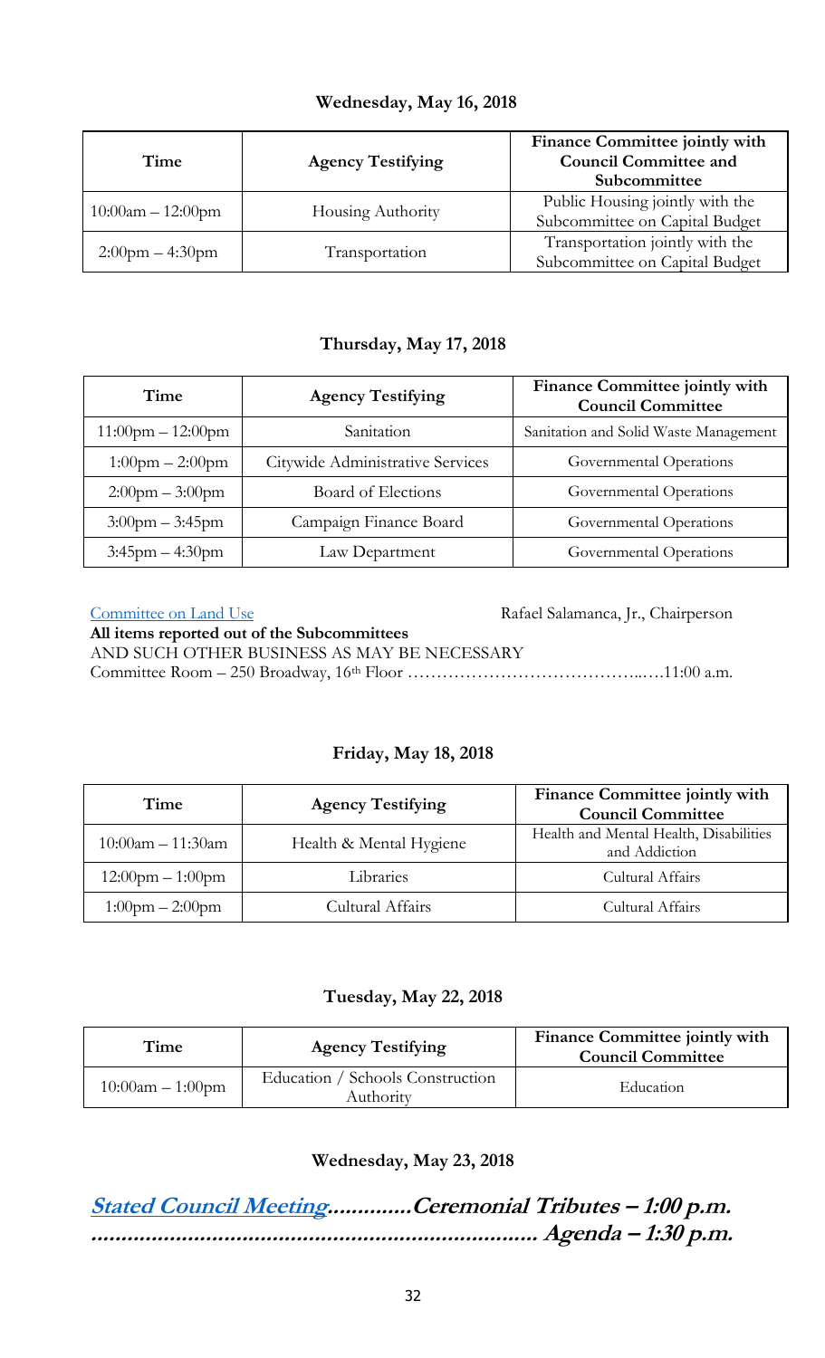### Wednesday, May 16, 2018

| Time | Agency Testifying | Finance Committee jointly with Council Committee and Subcommittee |
|---|---|---|
| 10:00am – 12:00pm | Housing Authority | Public Housing jointly with the Subcommittee on Capital Budget |
| 2:00pm – 4:30pm | Transportation | Transportation jointly with the Subcommittee on Capital Budget |

### Thursday, May 17, 2018

| Time | Agency Testifying | Finance Committee jointly with Council Committee |
|---|---|---|
| 11:00pm – 12:00pm | Sanitation | Sanitation and Solid Waste Management |
| 1:00pm – 2:00pm | Citywide Administrative Services | Governmental Operations |
| 2:00pm – 3:00pm | Board of Elections | Governmental Operations |
| 3:00pm – 3:45pm | Campaign Finance Board | Governmental Operations |
| 3:45pm – 4:30pm | Law Department | Governmental Operations |

Committee on Land Use Rafael Salamanca, Jr., Chairperson

**All items reported out of the Subcommittees**

AND SUCH OTHER BUSINESS AS MAY BE NECESSARY

Committee Room – 250 Broadway, 16th Floor …………………………………..….11:00 a.m.

### Friday, May 18, 2018

| Time | Agency Testifying | Finance Committee jointly with Council Committee |
|---|---|---|
| 10:00am – 11:30am | Health & Mental Hygiene | Health and Mental Health, Disabilities and Addiction |
| 12:00pm – 1:00pm | Libraries | Cultural Affairs |
| 1:00pm – 2:00pm | Cultural Affairs | Cultural Affairs |

### Tuesday, May 22, 2018

| Time | Agency Testifying | Finance Committee jointly with Council Committee |
|---|---|---|
| 10:00am – 1:00pm | Education / Schools Construction Authority | Education |

### Wednesday, May 23, 2018

***Stated Council Meeting..............Ceremonial Tributes – 1:00 p.m.***

***......................................................................... Agenda – 1:30 p.m.***